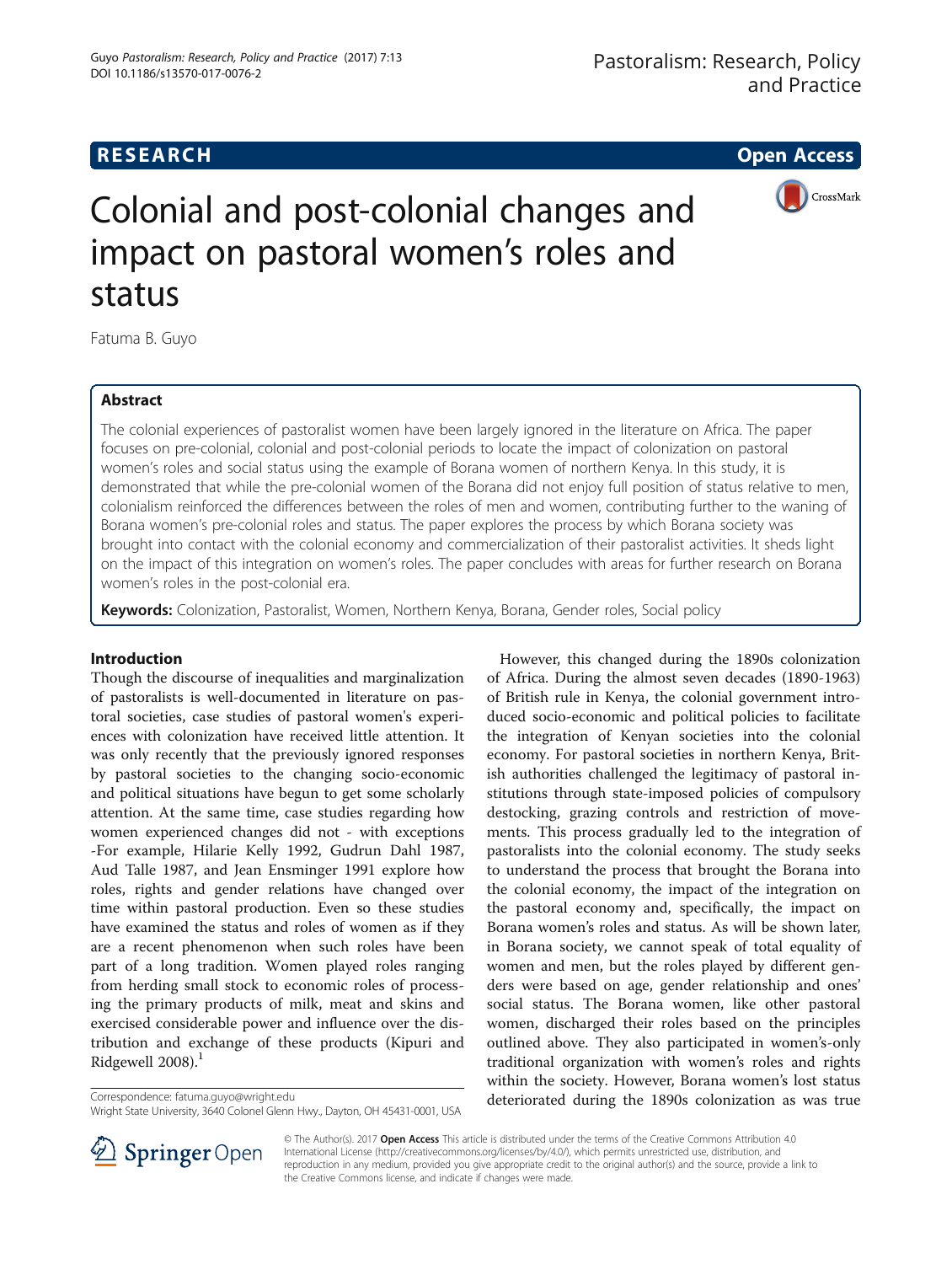RESEARCH Open Access

# Colonial and post-colonial changes and impact on pastoral women's roles and status

Fatuma B. Guyo

## Abstract

The colonial experiences of pastoralist women have been largely ignored in the literature on Africa. The paper focuses on pre-colonial, colonial and post-colonial periods to locate the impact of colonization on pastoral women's roles and social status using the example of Borana women of northern Kenya. In this study, it is demonstrated that while the pre-colonial women of the Borana did not enjoy full position of status relative to men, colonialism reinforced the differences between the roles of men and women, contributing further to the waning of Borana women's pre-colonial roles and status. The paper explores the process by which Borana society was brought into contact with the colonial economy and commercialization of their pastoralist activities. It sheds light on the impact of this integration on women's roles. The paper concludes with areas for further research on Borana women's roles in the post-colonial era.

**Keywords:** Colonization, Pastoralist, Women, Northern Kenya, Borana, Gender roles, Social policy

## Introduction

Though the discourse of inequalities and marginalization of pastoralists is well-documented in literature on pastoral societies, case studies of pastoral women's experiences with colonization have received little attention. It was only recently that the previously ignored responses by pastoral societies to the changing socio-economic and political situations have begun to get some scholarly attention. At the same time, case studies regarding how women experienced changes did not - with exceptions -For example, Hilarie Kelly 1992, Gudrun Dahl 1987, Aud Talle 1987, and Jean Ensminger 1991 explore how roles, rights and gender relations have changed over time within pastoral production. Even so these studies have examined the status and roles of women as if they are a recent phenomenon when such roles have been part of a long tradition. Women played roles ranging from herding small stock to economic roles of processing the primary products of milk, meat and skins and exercised considerable power and influence over the distribution and exchange of these products (Kipuri and Ridgewell 2008).[1]

However, this changed during the 1890s colonization of Africa. During the almost seven decades (1890-1963) of British rule in Kenya, the colonial government introduced socio-economic and political policies to facilitate the integration of Kenyan societies into the colonial economy. For pastoral societies in northern Kenya, British authorities challenged the legitimacy of pastoral institutions through state-imposed policies of compulsory destocking, grazing controls and restriction of movements. This process gradually led to the integration of pastoralists into the colonial economy. The study seeks to understand the process that brought the Borana into the colonial economy, the impact of the integration on the pastoral economy and, specifically, the impact on Borana women's roles and status. As will be shown later, in Borana society, we cannot speak of total equality of women and men, but the roles played by different genders were based on age, gender relationship and ones' social status. The Borana women, like other pastoral women, discharged their roles based on the principles outlined above. They also participated in women's-only traditional organization with women's roles and rights within the society. However, Borana women's lost status deteriorated during the 1890s colonization as was true

Correspondence: fatuma.guyo@wright.edu
Wright State University, 3640 Colonel Glenn Hwy., Dayton, OH 45431-0001, USA

© The Author(s). 2017 **Open Access** This article is distributed under the terms of the Creative Commons Attribution 4.0 International License (http://creativecommons.org/licenses/by/4.0/), which permits unrestricted use, distribution, and reproduction in any medium, provided you give appropriate credit to the original author(s) and the source, provide a link to the Creative Commons license, and indicate if changes were made.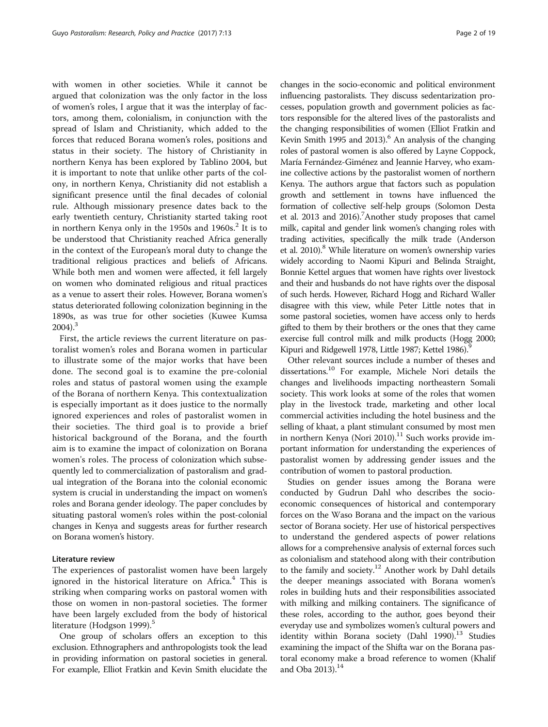with women in other societies. While it cannot be argued that colonization was the only factor in the loss of women's roles, I argue that it was the interplay of factors, among them, colonialism, in conjunction with the spread of Islam and Christianity, which added to the forces that reduced Borana women's roles, positions and status in their society. The history of Christianity in northern Kenya has been explored by Tablino 2004, but it is important to note that unlike other parts of the colony, in northern Kenya, Christianity did not establish a significant presence until the final decades of colonial rule. Although missionary presence dates back to the early twentieth century, Christianity started taking root in northern Kenya only in the 1950s and 1960s.[2] It is to be understood that Christianity reached Africa generally in the context of the European's moral duty to change the traditional religious practices and beliefs of Africans. While both men and women were affected, it fell largely on women who dominated religious and ritual practices as a venue to assert their roles. However, Borana women's status deteriorated following colonization beginning in the 1890s, as was true for other societies (Kuwee Kumsa 2004).[3]

First, the article reviews the current literature on pastoralist women's roles and Borana women in particular to illustrate some of the major works that have been done. The second goal is to examine the pre-colonial roles and status of pastoral women using the example of the Borana of northern Kenya. This contextualization is especially important as it does justice to the normally ignored experiences and roles of pastoralist women in their societies. The third goal is to provide a brief historical background of the Borana, and the fourth aim is to examine the impact of colonization on Borana women's roles. The process of colonization which subsequently led to commercialization of pastoralism and gradual integration of the Borana into the colonial economic system is crucial in understanding the impact on women's roles and Borana gender ideology. The paper concludes by situating pastoral women's roles within the post-colonial changes in Kenya and suggests areas for further research on Borana women's history.

## Literature review

The experiences of pastoralist women have been largely ignored in the historical literature on Africa.[4] This is striking when comparing works on pastoral women with those on women in non-pastoral societies. The former have been largely excluded from the body of historical literature (Hodgson 1999).[5]

One group of scholars offers an exception to this exclusion. Ethnographers and anthropologists took the lead in providing information on pastoral societies in general. For example, Elliot Fratkin and Kevin Smith elucidate the changes in the socio-economic and political environment influencing pastoralists. They discuss sedentarization processes, population growth and government policies as factors responsible for the altered lives of the pastoralists and the changing responsibilities of women (Elliot Fratkin and Kevin Smith 1995 and 2013).[6] An analysis of the changing roles of pastoral women is also offered by Layne Coppock, María Fernández-Giménez and Jeannie Harvey, who examine collective actions by the pastoralist women of northern Kenya. The authors argue that factors such as population growth and settlement in towns have influenced the formation of collective self-help groups (Solomon Desta et al. 2013 and 2016).[7]Another study proposes that camel milk, capital and gender link women's changing roles with trading activities, specifically the milk trade (Anderson et al. 2010).[8] While literature on women's ownership varies widely according to Naomi Kipuri and Belinda Straight, Bonnie Kettel argues that women have rights over livestock and their and husbands do not have rights over the disposal of such herds. However, Richard Hogg and Richard Waller disagree with this view, while Peter Little notes that in some pastoral societies, women have access only to herds gifted to them by their brothers or the ones that they came exercise full control milk and milk products (Hogg 2000; Kipuri and Ridgewell 1978, Little 1987; Kettel 1986).[9]

Other relevant sources include a number of theses and dissertations.[10] For example, Michele Nori details the changes and livelihoods impacting northeastern Somali society. This work looks at some of the roles that women play in the livestock trade, marketing and other local commercial activities including the hotel business and the selling of khaat, a plant stimulant consumed by most men in northern Kenya (Nori 2010).[11] Such works provide important information for understanding the experiences of pastoralist women by addressing gender issues and the contribution of women to pastoral production.

Studies on gender issues among the Borana were conducted by Gudrun Dahl who describes the socio-economic consequences of historical and contemporary forces on the Waso Borana and the impact on the various sector of Borana society. Her use of historical perspectives to understand the gendered aspects of power relations allows for a comprehensive analysis of external forces such as colonialism and statehood along with their contribution to the family and society.[12] Another work by Dahl details the deeper meanings associated with Borana women's roles in building huts and their responsibilities associated with milking and milking containers. The significance of these roles, according to the author, goes beyond their everyday use and symbolizes women's cultural powers and identity within Borana society (Dahl 1990).[13] Studies examining the impact of the Shifta war on the Borana pastoral economy make a broad reference to women (Khalif and Oba 2013).[14]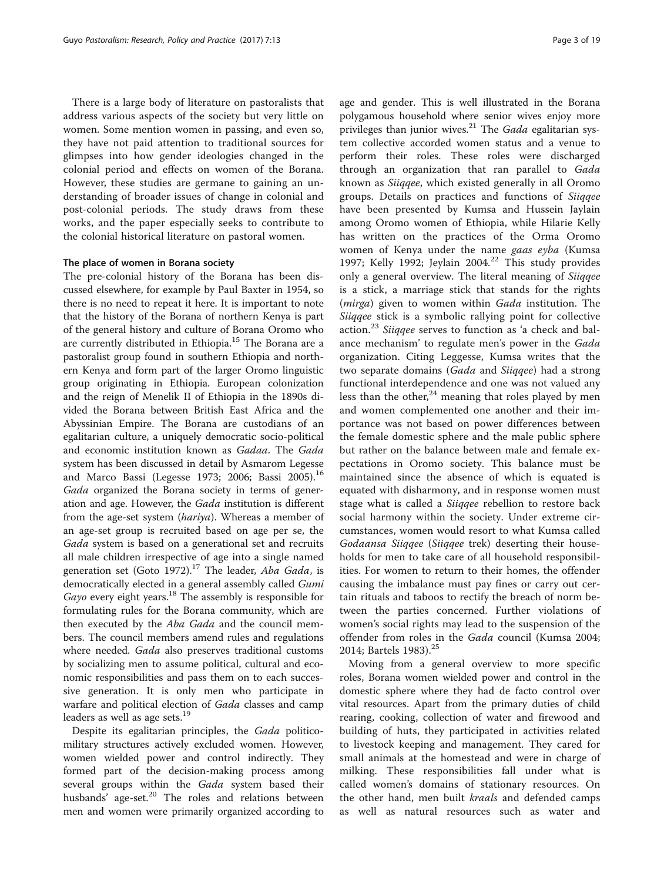There is a large body of literature on pastoralists that address various aspects of the society but very little on women. Some mention women in passing, and even so, they have not paid attention to traditional sources for glimpses into how gender ideologies changed in the colonial period and effects on women of the Borana. However, these studies are germane to gaining an understanding of broader issues of change in colonial and post-colonial periods. The study draws from these works, and the paper especially seeks to contribute to the colonial historical literature on pastoral women.

## The place of women in Borana society

The pre-colonial history of the Borana has been discussed elsewhere, for example by Paul Baxter in 1954, so there is no need to repeat it here. It is important to note that the history of the Borana of northern Kenya is part of the general history and culture of Borana Oromo who are currently distributed in Ethiopia.[15] The Borana are a pastoralist group found in southern Ethiopia and northern Kenya and form part of the larger Oromo linguistic group originating in Ethiopia. European colonization and the reign of Menelik II of Ethiopia in the 1890s divided the Borana between British East Africa and the Abyssinian Empire. The Borana are custodians of an egalitarian culture, a uniquely democratic socio-political and economic institution known as *Gadaa*. The *Gada* system has been discussed in detail by Asmarom Legesse and Marco Bassi (Legesse 1973; 2006; Bassi 2005).[16] *Gada* organized the Borana society in terms of generation and age. However, the *Gada* institution is different from the age-set system (*hariya*). Whereas a member of an age-set group is recruited based on age per se, the *Gada* system is based on a generational set and recruits all male children irrespective of age into a single named generation set (Goto 1972).[17] The leader, *Aba Gada*, is democratically elected in a general assembly called *Gumi Gayo* every eight years.[18] The assembly is responsible for formulating rules for the Borana community, which are then executed by the *Aba Gada* and the council members. The council members amend rules and regulations where needed. *Gada* also preserves traditional customs by socializing men to assume political, cultural and economic responsibilities and pass them on to each successive generation. It is only men who participate in warfare and political election of *Gada* classes and camp leaders as well as age sets.[19]

Despite its egalitarian principles, the *Gada* politico-military structures actively excluded women. However, women wielded power and control indirectly. They formed part of the decision-making process among several groups within the *Gada* system based their husbands' age-set.[20] The roles and relations between men and women were primarily organized according to age and gender. This is well illustrated in the Borana polygamous household where senior wives enjoy more privileges than junior wives.[21] The *Gada* egalitarian system collective accorded women status and a venue to perform their roles. These roles were discharged through an organization that ran parallel to *Gada* known as *Siiqqee*, which existed generally in all Oromo groups. Details on practices and functions of *Siiqqee* have been presented by Kumsa and Hussein Jaylain among Oromo women of Ethiopia, while Hilarie Kelly has written on the practices of the Orma Oromo women of Kenya under the name *gaas eyba* (Kumsa 1997; Kelly 1992; Jeylain 2004.[22] This study provides only a general overview. The literal meaning of *Siiqqee* is a stick, a marriage stick that stands for the rights (*mirga*) given to women within *Gada* institution. The *Siiqqee* stick is a symbolic rallying point for collective action.[23] *Siiqqee* serves to function as 'a check and balance mechanism' to regulate men's power in the *Gada* organization. Citing Leggesse, Kumsa writes that the two separate domains (*Gada* and *Siiqqee*) had a strong functional interdependence and one was not valued any less than the other,[24] meaning that roles played by men and women complemented one another and their importance was not based on power differences between the female domestic sphere and the male public sphere but rather on the balance between male and female expectations in Oromo society. This balance must be maintained since the absence of which is equated is equated with disharmony, and in response women must stage what is called a *Siiqqee* rebellion to restore back social harmony within the society. Under extreme circumstances, women would resort to what Kumsa called *Godaansa Siiqqee* (*Siiqqee* trek) deserting their households for men to take care of all household responsibilities. For women to return to their homes, the offender causing the imbalance must pay fines or carry out certain rituals and taboos to rectify the breach of norm between the parties concerned. Further violations of women's social rights may lead to the suspension of the offender from roles in the *Gada* council (Kumsa 2004; 2014; Bartels 1983).[25]

Moving from a general overview to more specific roles, Borana women wielded power and control in the domestic sphere where they had de facto control over vital resources. Apart from the primary duties of child rearing, cooking, collection of water and firewood and building of huts, they participated in activities related to livestock keeping and management. They cared for small animals at the homestead and were in charge of milking. These responsibilities fall under what is called women's domains of stationary resources. On the other hand, men built *kraals* and defended camps as well as natural resources such as water and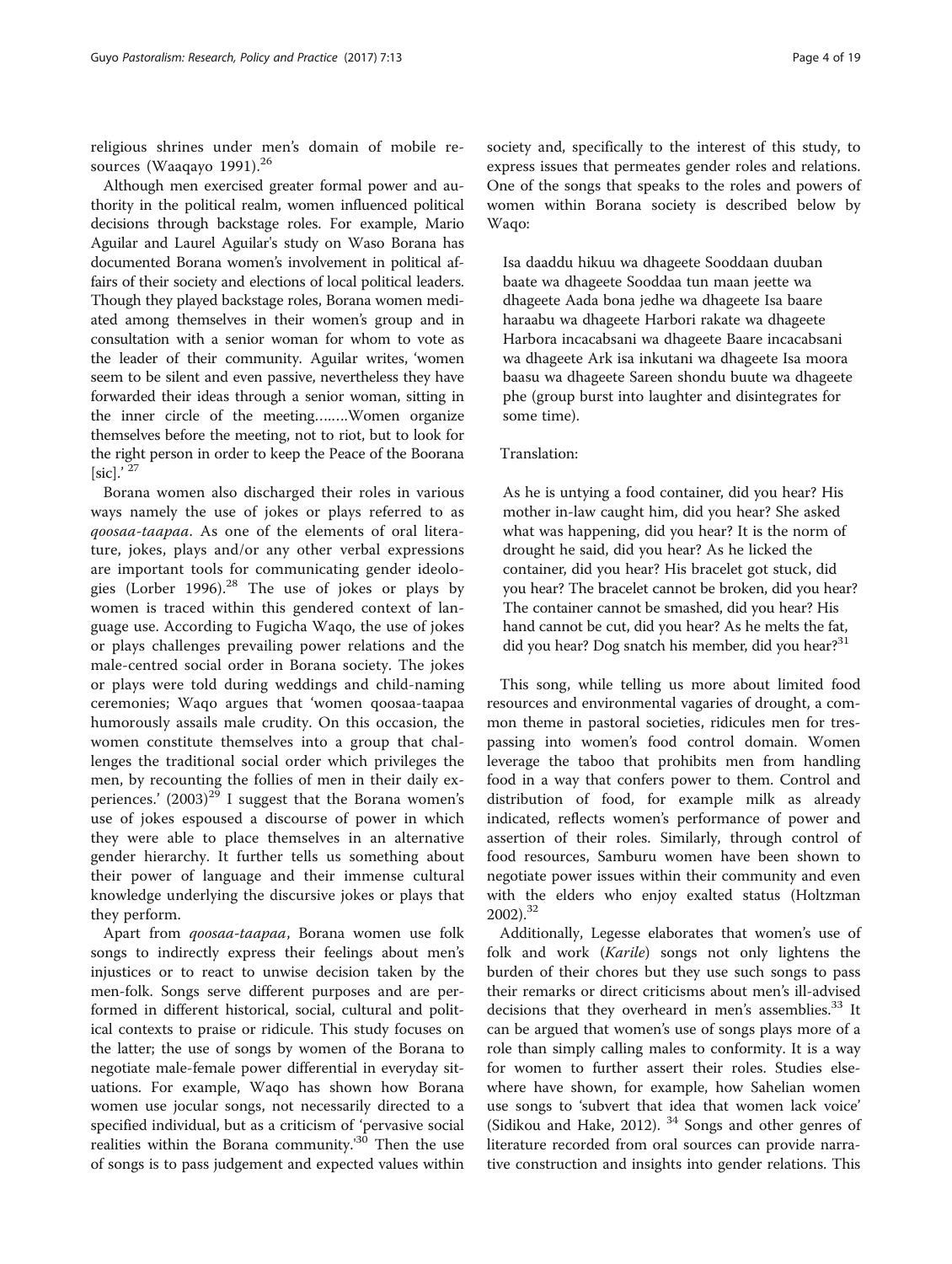religious shrines under men's domain of mobile resources (Waaqayo 1991).[26]

Although men exercised greater formal power and authority in the political realm, women influenced political decisions through backstage roles. For example, Mario Aguilar and Laurel Aguilar's study on Waso Borana has documented Borana women's involvement in political affairs of their society and elections of local political leaders. Though they played backstage roles, Borana women mediated among themselves in their women's group and in consultation with a senior woman for whom to vote as the leader of their community. Aguilar writes, 'women seem to be silent and even passive, nevertheless they have forwarded their ideas through a senior woman, sitting in the inner circle of the meeting……..Women organize themselves before the meeting, not to riot, but to look for the right person in order to keep the Peace of the Boorana [sic].'[27]

Borana women also discharged their roles in various ways namely the use of jokes or plays referred to as *qoosaa-taapaa*. As one of the elements of oral literature, jokes, plays and/or any other verbal expressions are important tools for communicating gender ideologies (Lorber 1996).[28] The use of jokes or plays by women is traced within this gendered context of language use. According to Fugicha Waqo, the use of jokes or plays challenges prevailing power relations and the male-centred social order in Borana society. The jokes or plays were told during weddings and child-naming ceremonies; Waqo argues that 'women qoosaa-taapaa humorously assails male crudity. On this occasion, the women constitute themselves into a group that challenges the traditional social order which privileges the men, by recounting the follies of men in their daily experiences.' (2003)[29] I suggest that the Borana women's use of jokes espoused a discourse of power in which they were able to place themselves in an alternative gender hierarchy. It further tells us something about their power of language and their immense cultural knowledge underlying the discursive jokes or plays that they perform.

Apart from *qoosaa-taapaa*, Borana women use folk songs to indirectly express their feelings about men's injustices or to react to unwise decision taken by the men-folk. Songs serve different purposes and are performed in different historical, social, cultural and political contexts to praise or ridicule. This study focuses on the latter; the use of songs by women of the Borana to negotiate male-female power differential in everyday situations. For example, Waqo has shown how Borana women use jocular songs, not necessarily directed to a specified individual, but as a criticism of 'pervasive social realities within the Borana community.'[30] Then the use of songs is to pass judgement and expected values within society and, specifically to the interest of this study, to express issues that permeates gender roles and relations. One of the songs that speaks to the roles and powers of women within Borana society is described below by Waqo:

> Isa daaddu hikuu wa dhageete Sooddaan duuban baate wa dhageete Sooddaa tun maan jeette wa dhageete Aada bona jedhe wa dhageete Isa baare haraabu wa dhageete Harbori rakate wa dhageete Harbora incacabsani wa dhageete Baare incacabsani wa dhageete Ark isa inkutani wa dhageete Isa moora baasu wa dhageete Sareen shondu buute wa dhageete phe (group burst into laughter and disintegrates for some time).
>
> Translation:
>
> As he is untying a food container, did you hear? His mother in-law caught him, did you hear? She asked what was happening, did you hear? It is the norm of drought he said, did you hear? As he licked the container, did you hear? His bracelet got stuck, did you hear? The bracelet cannot be broken, did you hear? The container cannot be smashed, did you hear? His hand cannot be cut, did you hear? As he melts the fat, did you hear? Dog snatch his member, did you hear?[31]

This song, while telling us more about limited food resources and environmental vagaries of drought, a common theme in pastoral societies, ridicules men for trespassing into women's food control domain. Women leverage the taboo that prohibits men from handling food in a way that confers power to them. Control and distribution of food, for example milk as already indicated, reflects women's performance of power and assertion of their roles. Similarly, through control of food resources, Samburu women have been shown to negotiate power issues within their community and even with the elders who enjoy exalted status (Holtzman 2002).[32]

Additionally, Legesse elaborates that women's use of folk and work (*Karile*) songs not only lightens the burden of their chores but they use such songs to pass their remarks or direct criticisms about men's ill-advised decisions that they overheard in men's assemblies.[33] It can be argued that women's use of songs plays more of a role than simply calling males to conformity. It is a way for women to further assert their roles. Studies elsewhere have shown, for example, how Sahelian women use songs to 'subvert that idea that women lack voice' (Sidikou and Hake, 2012). [34] Songs and other genres of literature recorded from oral sources can provide narrative construction and insights into gender relations. This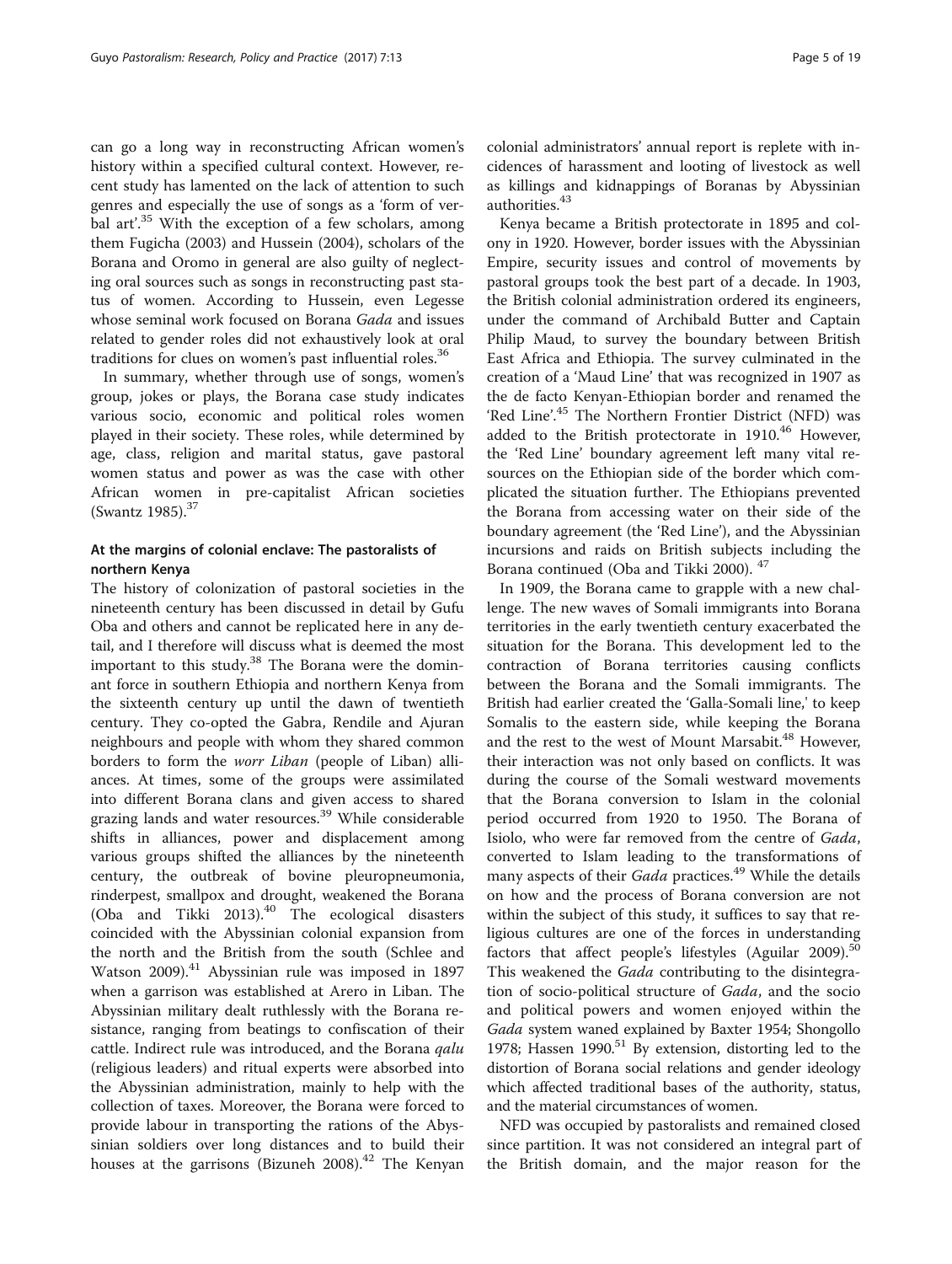can go a long way in reconstructing African women's history within a specified cultural context. However, recent study has lamented on the lack of attention to such genres and especially the use of songs as a 'form of verbal art'.[35] With the exception of a few scholars, among them Fugicha (2003) and Hussein (2004), scholars of the Borana and Oromo in general are also guilty of neglecting oral sources such as songs in reconstructing past status of women. According to Hussein, even Legesse whose seminal work focused on Borana *Gada* and issues related to gender roles did not exhaustively look at oral traditions for clues on women's past influential roles.[36]

In summary, whether through use of songs, women's group, jokes or plays, the Borana case study indicates various socio, economic and political roles women played in their society. These roles, while determined by age, class, religion and marital status, gave pastoral women status and power as was the case with other African women in pre-capitalist African societies (Swantz 1985).[37]

## At the margins of colonial enclave: The pastoralists of northern Kenya

The history of colonization of pastoral societies in the nineteenth century has been discussed in detail by Gufu Oba and others and cannot be replicated here in any detail, and I therefore will discuss what is deemed the most important to this study.[38] The Borana were the dominant force in southern Ethiopia and northern Kenya from the sixteenth century up until the dawn of twentieth century. They co-opted the Gabra, Rendile and Ajuran neighbours and people with whom they shared common borders to form the *worr Liban* (people of Liban) alliances. At times, some of the groups were assimilated into different Borana clans and given access to shared grazing lands and water resources.[39] While considerable shifts in alliances, power and displacement among various groups shifted the alliances by the nineteenth century, the outbreak of bovine pleuropneumonia, rinderpest, smallpox and drought, weakened the Borana (Oba and Tikki 2013).[40] The ecological disasters coincided with the Abyssinian colonial expansion from the north and the British from the south (Schlee and Watson 2009).[41] Abyssinian rule was imposed in 1897 when a garrison was established at Arero in Liban. The Abyssinian military dealt ruthlessly with the Borana resistance, ranging from beatings to confiscation of their cattle. Indirect rule was introduced, and the Borana *qalu* (religious leaders) and ritual experts were absorbed into the Abyssinian administration, mainly to help with the collection of taxes. Moreover, the Borana were forced to provide labour in transporting the rations of the Abyssinian soldiers over long distances and to build their houses at the garrisons (Bizuneh 2008).[42] The Kenyan colonial administrators' annual report is replete with incidences of harassment and looting of livestock as well as killings and kidnappings of Boranas by Abyssinian authorities.[43]

Kenya became a British protectorate in 1895 and colony in 1920. However, border issues with the Abyssinian Empire, security issues and control of movements by pastoral groups took the best part of a decade. In 1903, the British colonial administration ordered its engineers, under the command of Archibald Butter and Captain Philip Maud, to survey the boundary between British East Africa and Ethiopia. The survey culminated in the creation of a 'Maud Line' that was recognized in 1907 as the de facto Kenyan-Ethiopian border and renamed the 'Red Line'.[45] The Northern Frontier District (NFD) was added to the British protectorate in 1910.[46] However, the 'Red Line' boundary agreement left many vital resources on the Ethiopian side of the border which complicated the situation further. The Ethiopians prevented the Borana from accessing water on their side of the boundary agreement (the 'Red Line'), and the Abyssinian incursions and raids on British subjects including the Borana continued (Oba and Tikki 2000). [47]

In 1909, the Borana came to grapple with a new challenge. The new waves of Somali immigrants into Borana territories in the early twentieth century exacerbated the situation for the Borana. This development led to the contraction of Borana territories causing conflicts between the Borana and the Somali immigrants. The British had earlier created the 'Galla-Somali line,' to keep Somalis to the eastern side, while keeping the Borana and the rest to the west of Mount Marsabit.[48] However, their interaction was not only based on conflicts. It was during the course of the Somali westward movements that the Borana conversion to Islam in the colonial period occurred from 1920 to 1950. The Borana of Isiolo, who were far removed from the centre of *Gada*, converted to Islam leading to the transformations of many aspects of their *Gada* practices.[49] While the details on how and the process of Borana conversion are not within the subject of this study, it suffices to say that religious cultures are one of the forces in understanding factors that affect people's lifestyles (Aguilar 2009).[50] This weakened the *Gada* contributing to the disintegration of socio-political structure of *Gada*, and the socio and political powers and women enjoyed within the *Gada* system waned explained by Baxter 1954; Shongollo 1978; Hassen 1990.[51] By extension, distorting led to the distortion of Borana social relations and gender ideology which affected traditional bases of the authority, status, and the material circumstances of women.

NFD was occupied by pastoralists and remained closed since partition. It was not considered an integral part of the British domain, and the major reason for the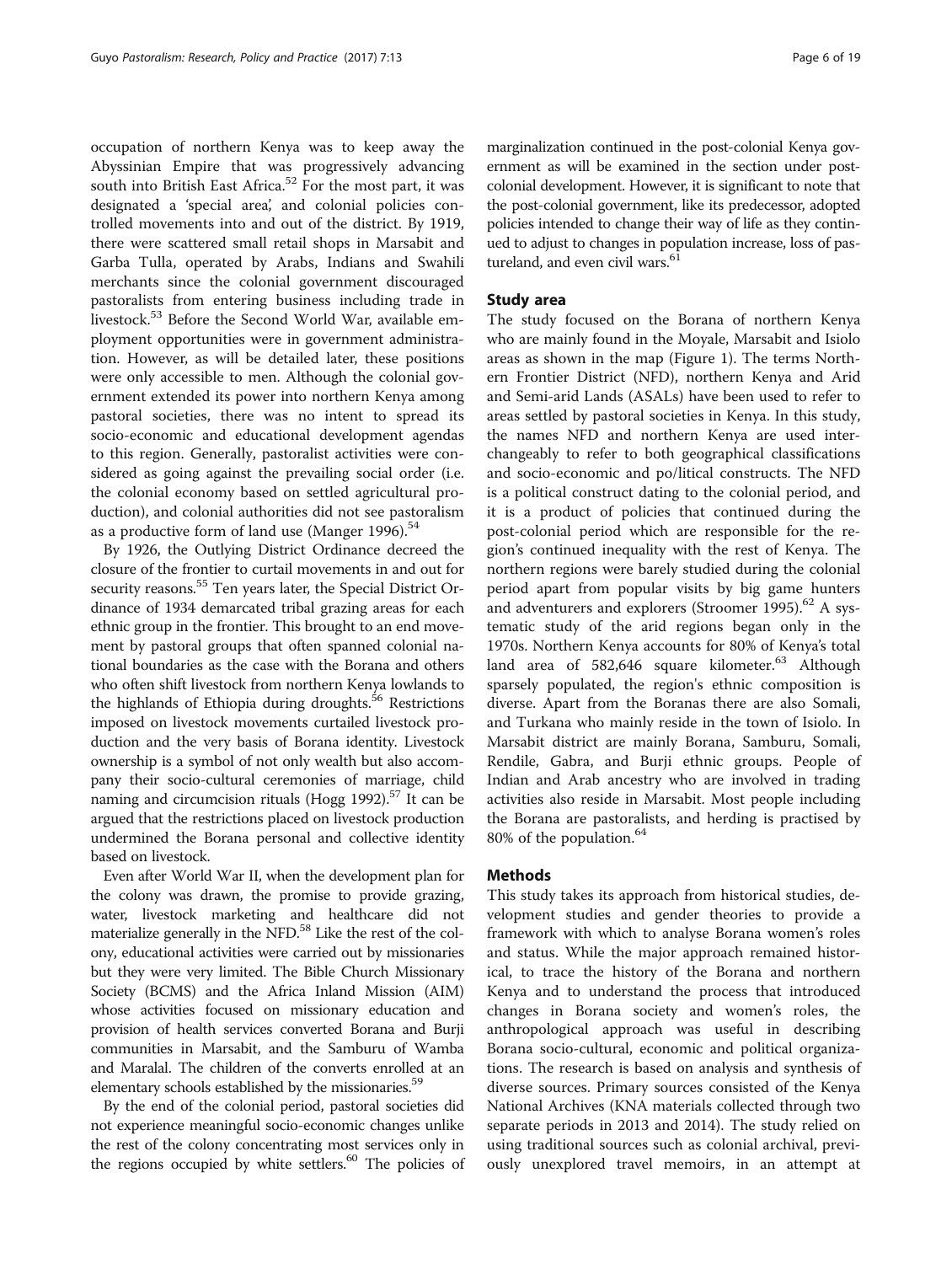occupation of northern Kenya was to keep away the Abyssinian Empire that was progressively advancing south into British East Africa.[52] For the most part, it was designated a 'special area', and colonial policies controlled movements into and out of the district. By 1919, there were scattered small retail shops in Marsabit and Garba Tulla, operated by Arabs, Indians and Swahili merchants since the colonial government discouraged pastoralists from entering business including trade in livestock.[53] Before the Second World War, available employment opportunities were in government administration. However, as will be detailed later, these positions were only accessible to men. Although the colonial government extended its power into northern Kenya among pastoral societies, there was no intent to spread its socio-economic and educational development agendas to this region. Generally, pastoralist activities were considered as going against the prevailing social order (i.e. the colonial economy based on settled agricultural production), and colonial authorities did not see pastoralism as a productive form of land use (Manger 1996).[54]

By 1926, the Outlying District Ordinance decreed the closure of the frontier to curtail movements in and out for security reasons.[55] Ten years later, the Special District Ordinance of 1934 demarcated tribal grazing areas for each ethnic group in the frontier. This brought to an end movement by pastoral groups that often spanned colonial national boundaries as the case with the Borana and others who often shift livestock from northern Kenya lowlands to the highlands of Ethiopia during droughts.[56] Restrictions imposed on livestock movements curtailed livestock production and the very basis of Borana identity. Livestock ownership is a symbol of not only wealth but also accompany their socio-cultural ceremonies of marriage, child naming and circumcision rituals (Hogg 1992).[57] It can be argued that the restrictions placed on livestock production undermined the Borana personal and collective identity based on livestock.

Even after World War II, when the development plan for the colony was drawn, the promise to provide grazing, water, livestock marketing and healthcare did not materialize generally in the NFD.[58] Like the rest of the colony, educational activities were carried out by missionaries but they were very limited. The Bible Church Missionary Society (BCMS) and the Africa Inland Mission (AIM) whose activities focused on missionary education and provision of health services converted Borana and Burji communities in Marsabit, and the Samburu of Wamba and Maralal. The children of the converts enrolled at an elementary schools established by the missionaries.[59]

By the end of the colonial period, pastoral societies did not experience meaningful socio-economic changes unlike the rest of the colony concentrating most services only in the regions occupied by white settlers.[60] The policies of marginalization continued in the post-colonial Kenya government as will be examined in the section under post-colonial development. However, it is significant to note that the post-colonial government, like its predecessor, adopted policies intended to change their way of life as they continued to adjust to changes in population increase, loss of pastureland, and even civil wars.[61]

## Study area

The study focused on the Borana of northern Kenya who are mainly found in the Moyale, Marsabit and Isiolo areas as shown in the map (Figure 1). The terms Northern Frontier District (NFD), northern Kenya and Arid and Semi-arid Lands (ASALs) have been used to refer to areas settled by pastoral societies in Kenya. In this study, the names NFD and northern Kenya are used interchangeably to refer to both geographical classifications and socio-economic and po/litical constructs. The NFD is a political construct dating to the colonial period, and it is a product of policies that continued during the post-colonial period which are responsible for the region's continued inequality with the rest of Kenya. The northern regions were barely studied during the colonial period apart from popular visits by big game hunters and adventurers and explorers (Stroomer 1995).[62] A systematic study of the arid regions began only in the 1970s. Northern Kenya accounts for 80% of Kenya's total land area of 582,646 square kilometer.[63] Although sparsely populated, the region's ethnic composition is diverse. Apart from the Boranas there are also Somali, and Turkana who mainly reside in the town of Isiolo. In Marsabit district are mainly Borana, Samburu, Somali, Rendile, Gabra, and Burji ethnic groups. People of Indian and Arab ancestry who are involved in trading activities also reside in Marsabit. Most people including the Borana are pastoralists, and herding is practised by 80% of the population.[64]

## Methods

This study takes its approach from historical studies, development studies and gender theories to provide a framework with which to analyse Borana women's roles and status. While the major approach remained historical, to trace the history of the Borana and northern Kenya and to understand the process that introduced changes in Borana society and women's roles, the anthropological approach was useful in describing Borana socio-cultural, economic and political organizations. The research is based on analysis and synthesis of diverse sources. Primary sources consisted of the Kenya National Archives (KNA materials collected through two separate periods in 2013 and 2014). The study relied on using traditional sources such as colonial archival, previously unexplored travel memoirs, in an attempt at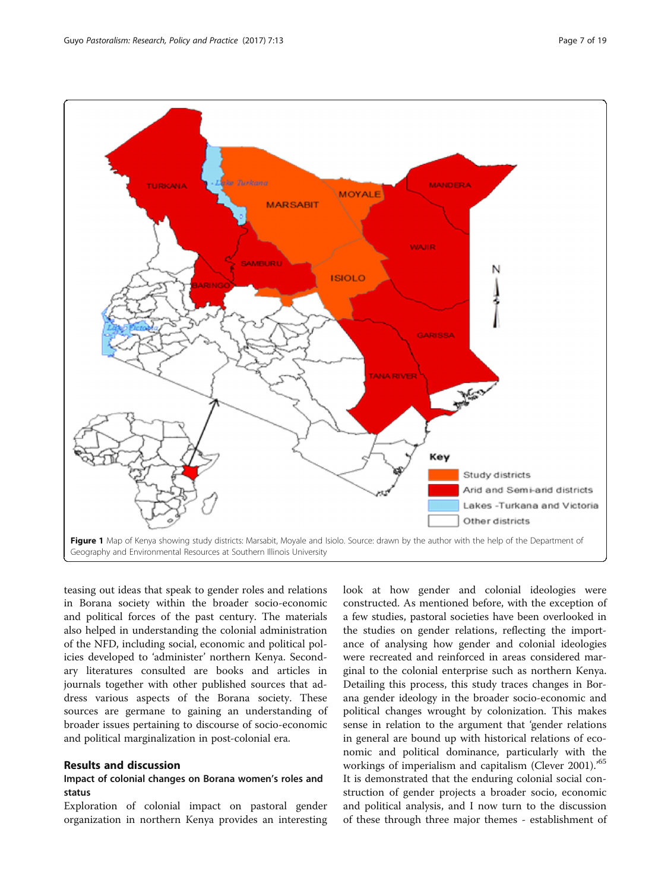**Figure 1** Map of Kenya showing study districts: Marsabit, Moyale and Isiolo. Source: drawn by the author with the help of the Department of Geography and Environmental Resources at Southern Illinois University

teasing out ideas that speak to gender roles and relations in Borana society within the broader socio-economic and political forces of the past century. The materials also helped in understanding the colonial administration of the NFD, including social, economic and political policies developed to 'administer' northern Kenya. Secondary literatures consulted are books and articles in journals together with other published sources that address various aspects of the Borana society. These sources are germane to gaining an understanding of broader issues pertaining to discourse of socio-economic and political marginalization in post-colonial era.

## Results and discussion

### Impact of colonial changes on Borana women's roles and status

Exploration of colonial impact on pastoral gender organization in northern Kenya provides an interesting look at how gender and colonial ideologies were constructed. As mentioned before, with the exception of a few studies, pastoral societies have been overlooked in the studies on gender relations, reflecting the importance of analysing how gender and colonial ideologies were recreated and reinforced in areas considered marginal to the colonial enterprise such as northern Kenya. Detailing this process, this study traces changes in Borana gender ideology in the broader socio-economic and political changes wrought by colonization. This makes sense in relation to the argument that 'gender relations in general are bound up with historical relations of economic and political dominance, particularly with the workings of imperialism and capitalism (Clever 2001).'[65] It is demonstrated that the enduring colonial social construction of gender projects a broader socio, economic and political analysis, and I now turn to the discussion of these through three major themes - establishment of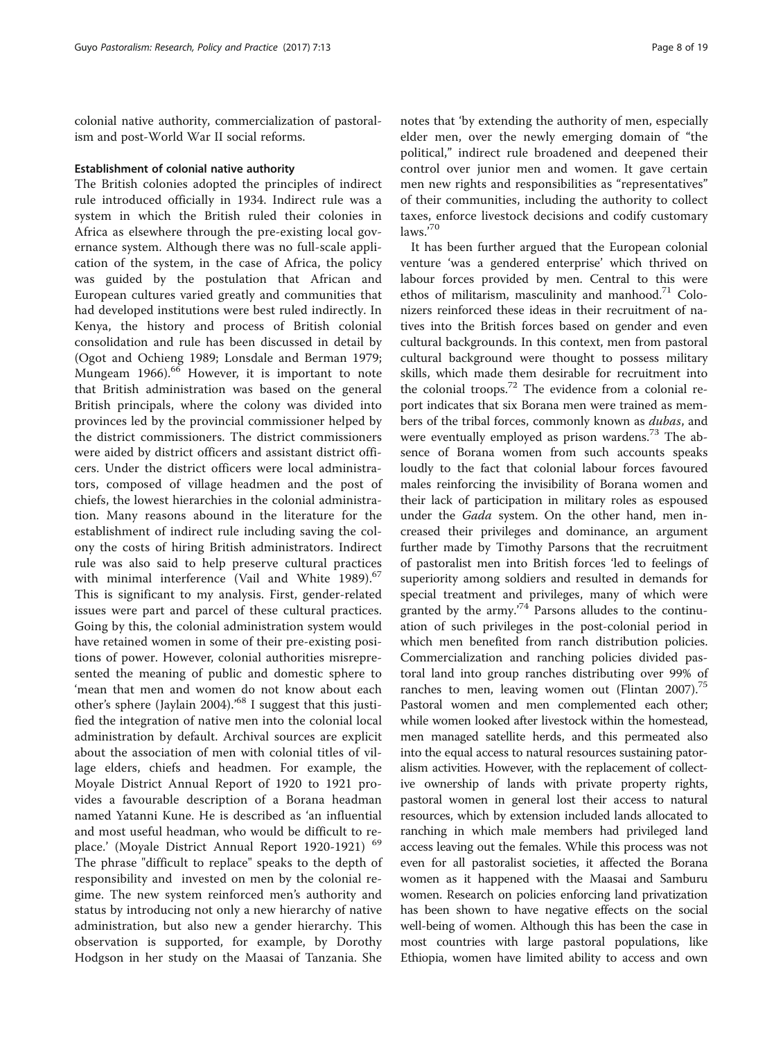colonial native authority, commercialization of pastoralism and post-World War II social reforms.

### Establishment of colonial native authority

The British colonies adopted the principles of indirect rule introduced officially in 1934. Indirect rule was a system in which the British ruled their colonies in Africa as elsewhere through the pre-existing local governance system. Although there was no full-scale application of the system, in the case of Africa, the policy was guided by the postulation that African and European cultures varied greatly and communities that had developed institutions were best ruled indirectly. In Kenya, the history and process of British colonial consolidation and rule has been discussed in detail by (Ogot and Ochieng 1989; Lonsdale and Berman 1979; Mungeam 1966).[66] However, it is important to note that British administration was based on the general British principals, where the colony was divided into provinces led by the provincial commissioner helped by the district commissioners. The district commissioners were aided by district officers and assistant district officers. Under the district officers were local administrators, composed of village headmen and the post of chiefs, the lowest hierarchies in the colonial administration. Many reasons abound in the literature for the establishment of indirect rule including saving the colony the costs of hiring British administrators. Indirect rule was also said to help preserve cultural practices with minimal interference (Vail and White 1989).[67] This is significant to my analysis. First, gender-related issues were part and parcel of these cultural practices. Going by this, the colonial administration system would have retained women in some of their pre-existing positions of power. However, colonial authorities misrepresented the meaning of public and domestic sphere to 'mean that men and women do not know about each other's sphere (Jaylain 2004).'[68] I suggest that this justified the integration of native men into the colonial local administration by default. Archival sources are explicit about the association of men with colonial titles of village elders, chiefs and headmen. For example, the Moyale District Annual Report of 1920 to 1921 provides a favourable description of a Borana headman named Yatanni Kune. He is described as 'an influential and most useful headman, who would be difficult to replace.' (Moyale District Annual Report 1920-1921) [69] The phrase "difficult to replace" speaks to the depth of responsibility and invested on men by the colonial regime. The new system reinforced men's authority and status by introducing not only a new hierarchy of native administration, but also new a gender hierarchy. This observation is supported, for example, by Dorothy Hodgson in her study on the Maasai of Tanzania. She notes that 'by extending the authority of men, especially elder men, over the newly emerging domain of "the political," indirect rule broadened and deepened their control over junior men and women. It gave certain men new rights and responsibilities as "representatives" of their communities, including the authority to collect taxes, enforce livestock decisions and codify customary laws.'[70]

It has been further argued that the European colonial venture 'was a gendered enterprise' which thrived on labour forces provided by men. Central to this were ethos of militarism, masculinity and manhood.[71] Colonizers reinforced these ideas in their recruitment of natives into the British forces based on gender and even cultural backgrounds. In this context, men from pastoral cultural background were thought to possess military skills, which made them desirable for recruitment into the colonial troops.[72] The evidence from a colonial report indicates that six Borana men were trained as members of the tribal forces, commonly known as *dubas*, and were eventually employed as prison wardens.[73] The absence of Borana women from such accounts speaks loudly to the fact that colonial labour forces favoured males reinforcing the invisibility of Borana women and their lack of participation in military roles as espoused under the *Gada* system. On the other hand, men increased their privileges and dominance, an argument further made by Timothy Parsons that the recruitment of pastoralist men into British forces 'led to feelings of superiority among soldiers and resulted in demands for special treatment and privileges, many of which were granted by the army.'[74] Parsons alludes to the continuation of such privileges in the post-colonial period in which men benefited from ranch distribution policies. Commercialization and ranching policies divided pastoral land into group ranches distributing over 99% of ranches to men, leaving women out (Flintan 2007).[75] Pastoral women and men complemented each other; while women looked after livestock within the homestead, men managed satellite herds, and this permeated also into the equal access to natural resources sustaining patoralism activities. However, with the replacement of collective ownership of lands with private property rights, pastoral women in general lost their access to natural resources, which by extension included lands allocated to ranching in which male members had privileged land access leaving out the females. While this process was not even for all pastoralist societies, it affected the Borana women as it happened with the Maasai and Samburu women. Research on policies enforcing land privatization has been shown to have negative effects on the social well-being of women. Although this has been the case in most countries with large pastoral populations, like Ethiopia, women have limited ability to access and own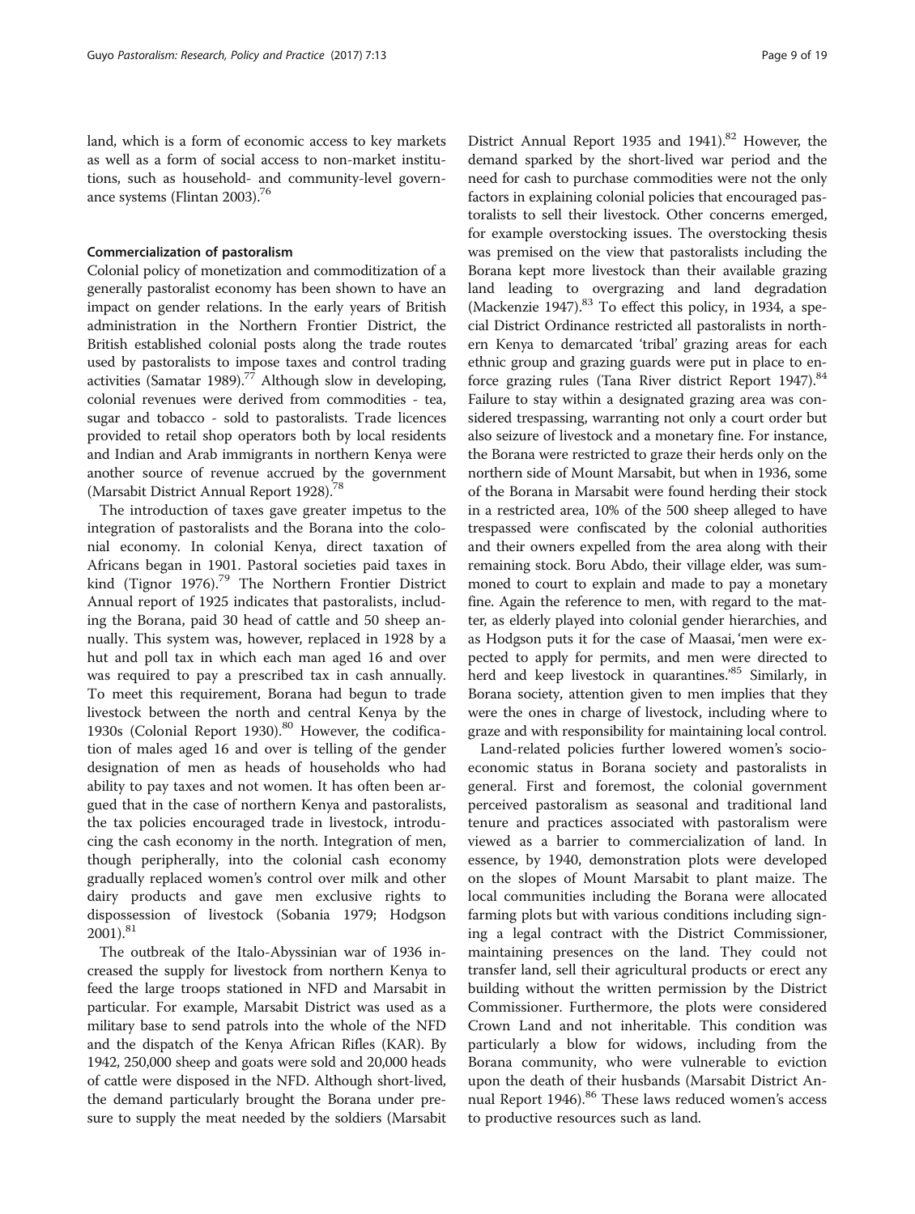land, which is a form of economic access to key markets as well as a form of social access to non-market institutions, such as household- and community-level governance systems (Flintan 2003).[76]

### Commercialization of pastoralism

Colonial policy of monetization and commoditization of a generally pastoralist economy has been shown to have an impact on gender relations. In the early years of British administration in the Northern Frontier District, the British established colonial posts along the trade routes used by pastoralists to impose taxes and control trading activities (Samatar 1989).[77] Although slow in developing, colonial revenues were derived from commodities - tea, sugar and tobacco - sold to pastoralists. Trade licences provided to retail shop operators both by local residents and Indian and Arab immigrants in northern Kenya were another source of revenue accrued by the government (Marsabit District Annual Report 1928).[78]

The introduction of taxes gave greater impetus to the integration of pastoralists and the Borana into the colonial economy. In colonial Kenya, direct taxation of Africans began in 1901. Pastoral societies paid taxes in kind (Tignor 1976).[79] The Northern Frontier District Annual report of 1925 indicates that pastoralists, including the Borana, paid 30 head of cattle and 50 sheep annually. This system was, however, replaced in 1928 by a hut and poll tax in which each man aged 16 and over was required to pay a prescribed tax in cash annually. To meet this requirement, Borana had begun to trade livestock between the north and central Kenya by the 1930s (Colonial Report 1930).[80] However, the codification of males aged 16 and over is telling of the gender designation of men as heads of households who had ability to pay taxes and not women. It has often been argued that in the case of northern Kenya and pastoralists, the tax policies encouraged trade in livestock, introducing the cash economy in the north. Integration of men, though peripherally, into the colonial cash economy gradually replaced women's control over milk and other dairy products and gave men exclusive rights to dispossession of livestock (Sobania 1979; Hodgson 2001).[81]

The outbreak of the Italo-Abyssinian war of 1936 increased the supply for livestock from northern Kenya to feed the large troops stationed in NFD and Marsabit in particular. For example, Marsabit District was used as a military base to send patrols into the whole of the NFD and the dispatch of the Kenya African Rifles (KAR). By 1942, 250,000 sheep and goats were sold and 20,000 heads of cattle were disposed in the NFD. Although short-lived, the demand particularly brought the Borana under presure to supply the meat needed by the soldiers (Marsabit District Annual Report 1935 and 1941).[82] However, the demand sparked by the short-lived war period and the need for cash to purchase commodities were not the only factors in explaining colonial policies that encouraged pastoralists to sell their livestock. Other concerns emerged, for example overstocking issues. The overstocking thesis was premised on the view that pastoralists including the Borana kept more livestock than their available grazing land leading to overgrazing and land degradation (Mackenzie 1947).[83] To effect this policy, in 1934, a special District Ordinance restricted all pastoralists in northern Kenya to demarcated 'tribal' grazing areas for each ethnic group and grazing guards were put in place to enforce grazing rules (Tana River district Report 1947).[84] Failure to stay within a designated grazing area was considered trespassing, warranting not only a court order but also seizure of livestock and a monetary fine. For instance, the Borana were restricted to graze their herds only on the northern side of Mount Marsabit, but when in 1936, some of the Borana in Marsabit were found herding their stock in a restricted area, 10% of the 500 sheep alleged to have trespassed were confiscated by the colonial authorities and their owners expelled from the area along with their remaining stock. Boru Abdo, their village elder, was summoned to court to explain and made to pay a monetary fine. Again the reference to men, with regard to the matter, as elderly played into colonial gender hierarchies, and as Hodgson puts it for the case of Maasai, 'men were expected to apply for permits, and men were directed to herd and keep livestock in quarantines.'[85] Similarly, in Borana society, attention given to men implies that they were the ones in charge of livestock, including where to graze and with responsibility for maintaining local control.

Land-related policies further lowered women's socioeconomic status in Borana society and pastoralists in general. First and foremost, the colonial government perceived pastoralism as seasonal and traditional land tenure and practices associated with pastoralism were viewed as a barrier to commercialization of land. In essence, by 1940, demonstration plots were developed on the slopes of Mount Marsabit to plant maize. The local communities including the Borana were allocated farming plots but with various conditions including signing a legal contract with the District Commissioner, maintaining presences on the land. They could not transfer land, sell their agricultural products or erect any building without the written permission by the District Commissioner. Furthermore, the plots were considered Crown Land and not inheritable. This condition was particularly a blow for widows, including from the Borana community, who were vulnerable to eviction upon the death of their husbands (Marsabit District Annual Report 1946).[86] These laws reduced women's access to productive resources such as land.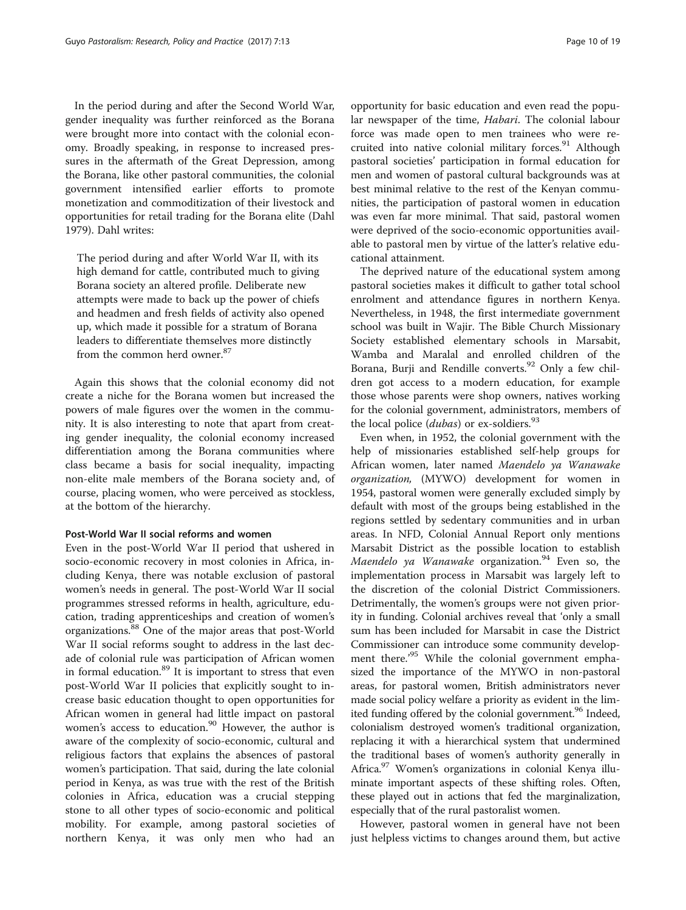In the period during and after the Second World War, gender inequality was further reinforced as the Borana were brought more into contact with the colonial economy. Broadly speaking, in response to increased pressures in the aftermath of the Great Depression, among the Borana, like other pastoral communities, the colonial government intensified earlier efforts to promote monetization and commoditization of their livestock and opportunities for retail trading for the Borana elite (Dahl 1979). Dahl writes:

> The period during and after World War II, with its high demand for cattle, contributed much to giving Borana society an altered profile. Deliberate new attempts were made to back up the power of chiefs and headmen and fresh fields of activity also opened up, which made it possible for a stratum of Borana leaders to differentiate themselves more distinctly from the common herd owner.[87]

Again this shows that the colonial economy did not create a niche for the Borana women but increased the powers of male figures over the women in the community. It is also interesting to note that apart from creating gender inequality, the colonial economy increased differentiation among the Borana communities where class became a basis for social inequality, impacting non-elite male members of the Borana society and, of course, placing women, who were perceived as stockless, at the bottom of the hierarchy.

#### Post-World War II social reforms and women

Even in the post-World War II period that ushered in socio-economic recovery in most colonies in Africa, including Kenya, there was notable exclusion of pastoral women's needs in general. The post-World War II social programmes stressed reforms in health, agriculture, education, trading apprenticeships and creation of women's organizations.[88] One of the major areas that post-World War II social reforms sought to address in the last decade of colonial rule was participation of African women in formal education.[89] It is important to stress that even post-World War II policies that explicitly sought to increase basic education thought to open opportunities for African women in general had little impact on pastoral women's access to education.[90] However, the author is aware of the complexity of socio-economic, cultural and religious factors that explains the absences of pastoral women's participation. That said, during the late colonial period in Kenya, as was true with the rest of the British colonies in Africa, education was a crucial stepping stone to all other types of socio-economic and political mobility. For example, among pastoral societies of northern Kenya, it was only men who had an opportunity for basic education and even read the popular newspaper of the time, *Habari*. The colonial labour force was made open to men trainees who were recruited into native colonial military forces.[91] Although pastoral societies' participation in formal education for men and women of pastoral cultural backgrounds was at best minimal relative to the rest of the Kenyan communities, the participation of pastoral women in education was even far more minimal. That said, pastoral women were deprived of the socio-economic opportunities available to pastoral men by virtue of the latter's relative educational attainment.

The deprived nature of the educational system among pastoral societies makes it difficult to gather total school enrolment and attendance figures in northern Kenya. Nevertheless, in 1948, the first intermediate government school was built in Wajir. The Bible Church Missionary Society established elementary schools in Marsabit, Wamba and Maralal and enrolled children of the Borana, Burji and Rendille converts.[92] Only a few children got access to a modern education, for example those whose parents were shop owners, natives working for the colonial government, administrators, members of the local police (*dubas*) or ex-soldiers.[93]

Even when, in 1952, the colonial government with the help of missionaries established self-help groups for African women, later named *Maendelo ya Wanawake organization,* (MYWO) development for women in 1954, pastoral women were generally excluded simply by default with most of the groups being established in the regions settled by sedentary communities and in urban areas. In NFD, Colonial Annual Report only mentions Marsabit District as the possible location to establish *Maendelo ya Wanawake* organization.[94] Even so, the implementation process in Marsabit was largely left to the discretion of the colonial District Commissioners. Detrimentally, the women's groups were not given priority in funding. Colonial archives reveal that 'only a small sum has been included for Marsabit in case the District Commissioner can introduce some community development there.'[95] While the colonial government emphasized the importance of the MYWO in non-pastoral areas, for pastoral women, British administrators never made social policy welfare a priority as evident in the limited funding offered by the colonial government.[96] Indeed, colonialism destroyed women's traditional organization, replacing it with a hierarchical system that undermined the traditional bases of women's authority generally in Africa.[97] Women's organizations in colonial Kenya illuminate important aspects of these shifting roles. Often, these played out in actions that fed the marginalization, especially that of the rural pastoralist women.

However, pastoral women in general have not been just helpless victims to changes around them, but active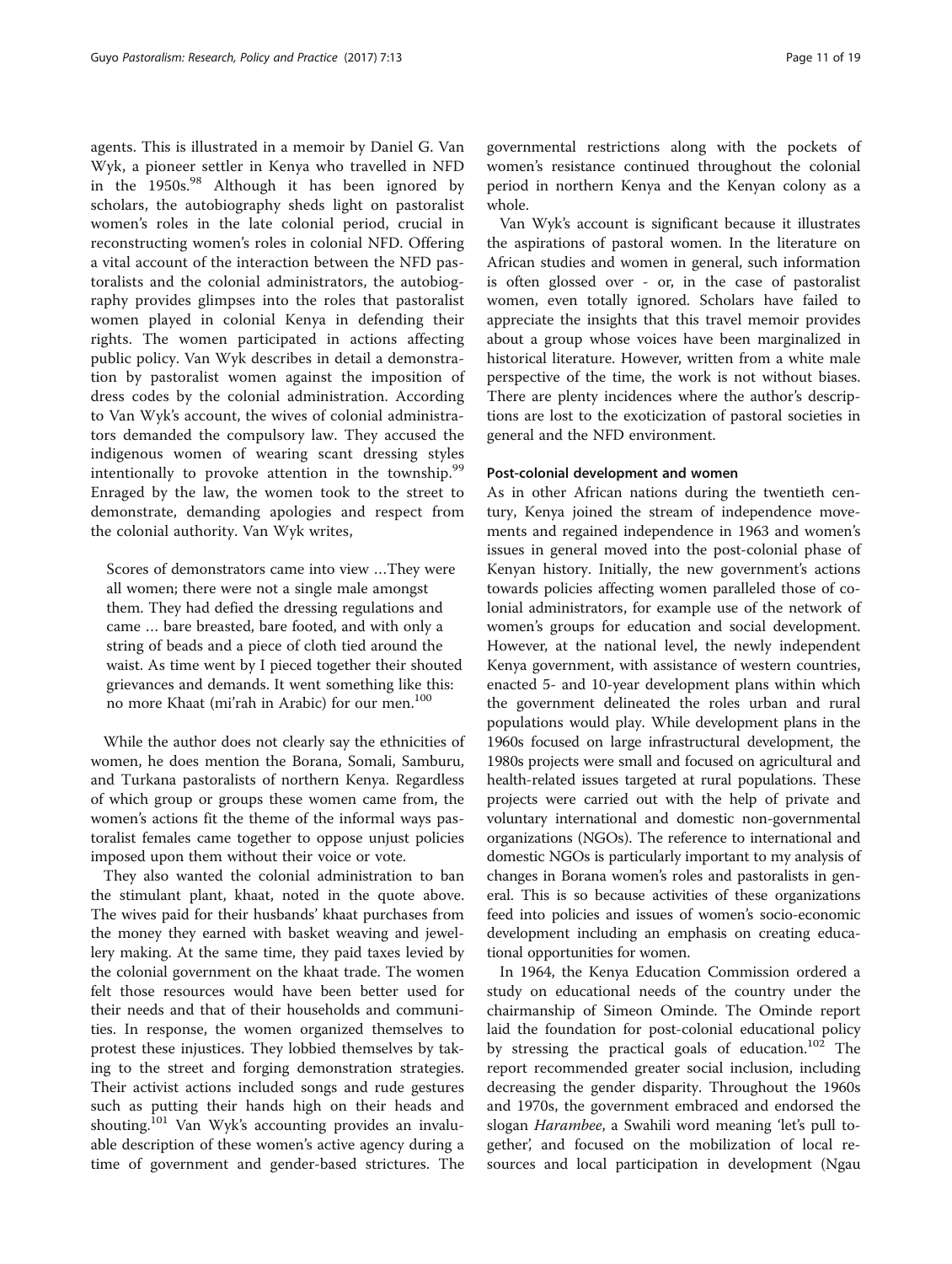agents. This is illustrated in a memoir by Daniel G. Van Wyk, a pioneer settler in Kenya who travelled in NFD in the 1950s.[98] Although it has been ignored by scholars, the autobiography sheds light on pastoralist women's roles in the late colonial period, crucial in reconstructing women's roles in colonial NFD. Offering a vital account of the interaction between the NFD pastoralists and the colonial administrators, the autobiography provides glimpses into the roles that pastoralist women played in colonial Kenya in defending their rights. The women participated in actions affecting public policy. Van Wyk describes in detail a demonstration by pastoralist women against the imposition of dress codes by the colonial administration. According to Van Wyk's account, the wives of colonial administrators demanded the compulsory law. They accused the indigenous women of wearing scant dressing styles intentionally to provoke attention in the township.[99] Enraged by the law, the women took to the street to demonstrate, demanding apologies and respect from the colonial authority. Van Wyk writes,

> Scores of demonstrators came into view …They were all women; there were not a single male amongst them. They had defied the dressing regulations and came … bare breasted, bare footed, and with only a string of beads and a piece of cloth tied around the waist. As time went by I pieced together their shouted grievances and demands. It went something like this: no more Khaat (mi'rah in Arabic) for our men.[100]

While the author does not clearly say the ethnicities of women, he does mention the Borana, Somali, Samburu, and Turkana pastoralists of northern Kenya. Regardless of which group or groups these women came from, the women's actions fit the theme of the informal ways pastoralist females came together to oppose unjust policies imposed upon them without their voice or vote.

They also wanted the colonial administration to ban the stimulant plant, khaat, noted in the quote above. The wives paid for their husbands' khaat purchases from the money they earned with basket weaving and jewellery making. At the same time, they paid taxes levied by the colonial government on the khaat trade. The women felt those resources would have been better used for their needs and that of their households and communities. In response, the women organized themselves to protest these injustices. They lobbied themselves by taking to the street and forging demonstration strategies. Their activist actions included songs and rude gestures such as putting their hands high on their heads and shouting.[101] Van Wyk's accounting provides an invaluable description of these women's active agency during a time of government and gender-based strictures. The governmental restrictions along with the pockets of women's resistance continued throughout the colonial period in northern Kenya and the Kenyan colony as a whole.

Van Wyk's account is significant because it illustrates the aspirations of pastoral women. In the literature on African studies and women in general, such information is often glossed over - or, in the case of pastoralist women, even totally ignored. Scholars have failed to appreciate the insights that this travel memoir provides about a group whose voices have been marginalized in historical literature. However, written from a white male perspective of the time, the work is not without biases. There are plenty incidences where the author's descriptions are lost to the exoticization of pastoral societies in general and the NFD environment.

#### Post-colonial development and women

As in other African nations during the twentieth century, Kenya joined the stream of independence movements and regained independence in 1963 and women's issues in general moved into the post-colonial phase of Kenyan history. Initially, the new government's actions towards policies affecting women paralleled those of colonial administrators, for example use of the network of women's groups for education and social development. However, at the national level, the newly independent Kenya government, with assistance of western countries, enacted 5- and 10-year development plans within which the government delineated the roles urban and rural populations would play. While development plans in the 1960s focused on large infrastructural development, the 1980s projects were small and focused on agricultural and health-related issues targeted at rural populations. These projects were carried out with the help of private and voluntary international and domestic non-governmental organizations (NGOs). The reference to international and domestic NGOs is particularly important to my analysis of changes in Borana women's roles and pastoralists in general. This is so because activities of these organizations feed into policies and issues of women's socio-economic development including an emphasis on creating educational opportunities for women.

In 1964, the Kenya Education Commission ordered a study on educational needs of the country under the chairmanship of Simeon Ominde. The Ominde report laid the foundation for post-colonial educational policy by stressing the practical goals of education.[102] The report recommended greater social inclusion, including decreasing the gender disparity. Throughout the 1960s and 1970s, the government embraced and endorsed the slogan *Harambee*, a Swahili word meaning 'let's pull together', and focused on the mobilization of local resources and local participation in development (Ngau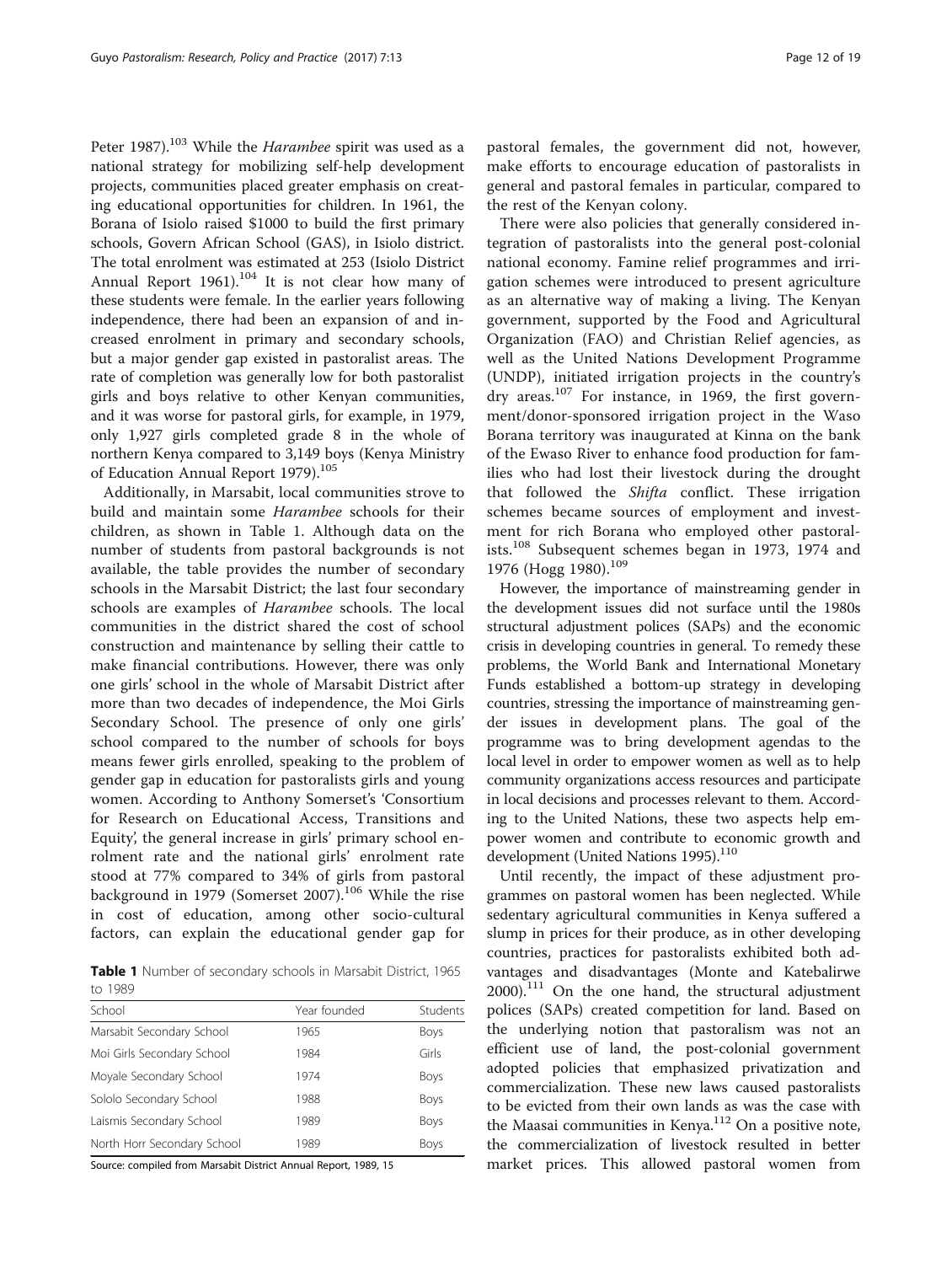Peter 1987).[103] While the *Harambee* spirit was used as a national strategy for mobilizing self-help development projects, communities placed greater emphasis on creating educational opportunities for children. In 1961, the Borana of Isiolo raised $1000 to build the first primary schools, Govern African School (GAS), in Isiolo district. The total enrolment was estimated at 253 (Isiolo District Annual Report 1961).[104] It is not clear how many of these students were female. In the earlier years following independence, there had been an expansion of and increased enrolment in primary and secondary schools, but a major gender gap existed in pastoralist areas. The rate of completion was generally low for both pastoralist girls and boys relative to other Kenyan communities, and it was worse for pastoral girls, for example, in 1979, only 1,927 girls completed grade 8 in the whole of northern Kenya compared to 3,149 boys (Kenya Ministry of Education Annual Report 1979).[105]

Additionally, in Marsabit, local communities strove to build and maintain some *Harambee* schools for their children, as shown in Table 1. Although data on the number of students from pastoral backgrounds is not available, the table provides the number of secondary schools in the Marsabit District; the last four secondary schools are examples of *Harambee* schools. The local communities in the district shared the cost of school construction and maintenance by selling their cattle to make financial contributions. However, there was only one girls' school in the whole of Marsabit District after more than two decades of independence, the Moi Girls Secondary School. The presence of only one girls' school compared to the number of schools for boys means fewer girls enrolled, speaking to the problem of gender gap in education for pastoralists girls and young women. According to Anthony Somerset's 'Consortium for Research on Educational Access, Transitions and Equity', the general increase in girls' primary school enrolment rate and the national girls' enrolment rate stood at 77% compared to 34% of girls from pastoral background in 1979 (Somerset 2007).[106] While the rise in cost of education, among other socio-cultural factors, can explain the educational gender gap for

**Table 1** Number of secondary schools in Marsabit District, 1965 to 1989

| School | Year founded | Students |
|---|---|---|
| Marsabit Secondary School | 1965 | Boys |
| Moi Girls Secondary School | 1984 | Girls |
| Moyale Secondary School | 1974 | Boys |
| Sololo Secondary School | 1988 | Boys |
| Laismis Secondary School | 1989 | Boys |
| North Horr Secondary School | 1989 | Boys |

Source: compiled from Marsabit District Annual Report, 1989, 15

pastoral females, the government did not, however, make efforts to encourage education of pastoralists in general and pastoral females in particular, compared to the rest of the Kenyan colony.

There were also policies that generally considered integration of pastoralists into the general post-colonial national economy. Famine relief programmes and irrigation schemes were introduced to present agriculture as an alternative way of making a living. The Kenyan government, supported by the Food and Agricultural Organization (FAO) and Christian Relief agencies, as well as the United Nations Development Programme (UNDP), initiated irrigation projects in the country's dry areas.[107] For instance, in 1969, the first government/donor-sponsored irrigation project in the Waso Borana territory was inaugurated at Kinna on the bank of the Ewaso River to enhance food production for families who had lost their livestock during the drought that followed the *Shifta* conflict. These irrigation schemes became sources of employment and investment for rich Borana who employed other pastoralists.[108] Subsequent schemes began in 1973, 1974 and 1976 (Hogg 1980).[109]

However, the importance of mainstreaming gender in the development issues did not surface until the 1980s structural adjustment polices (SAPs) and the economic crisis in developing countries in general. To remedy these problems, the World Bank and International Monetary Funds established a bottom-up strategy in developing countries, stressing the importance of mainstreaming gender issues in development plans. The goal of the programme was to bring development agendas to the local level in order to empower women as well as to help community organizations access resources and participate in local decisions and processes relevant to them. According to the United Nations, these two aspects help empower women and contribute to economic growth and development (United Nations 1995).[110]

Until recently, the impact of these adjustment programmes on pastoral women has been neglected. While sedentary agricultural communities in Kenya suffered a slump in prices for their produce, as in other developing countries, practices for pastoralists exhibited both advantages and disadvantages (Monte and Katebalirwe 2000).[111] On the one hand, the structural adjustment polices (SAPs) created competition for land. Based on the underlying notion that pastoralism was not an efficient use of land, the post-colonial government adopted policies that emphasized privatization and commercialization. These new laws caused pastoralists to be evicted from their own lands as was the case with the Maasai communities in Kenya.[112] On a positive note, the commercialization of livestock resulted in better market prices. This allowed pastoral women from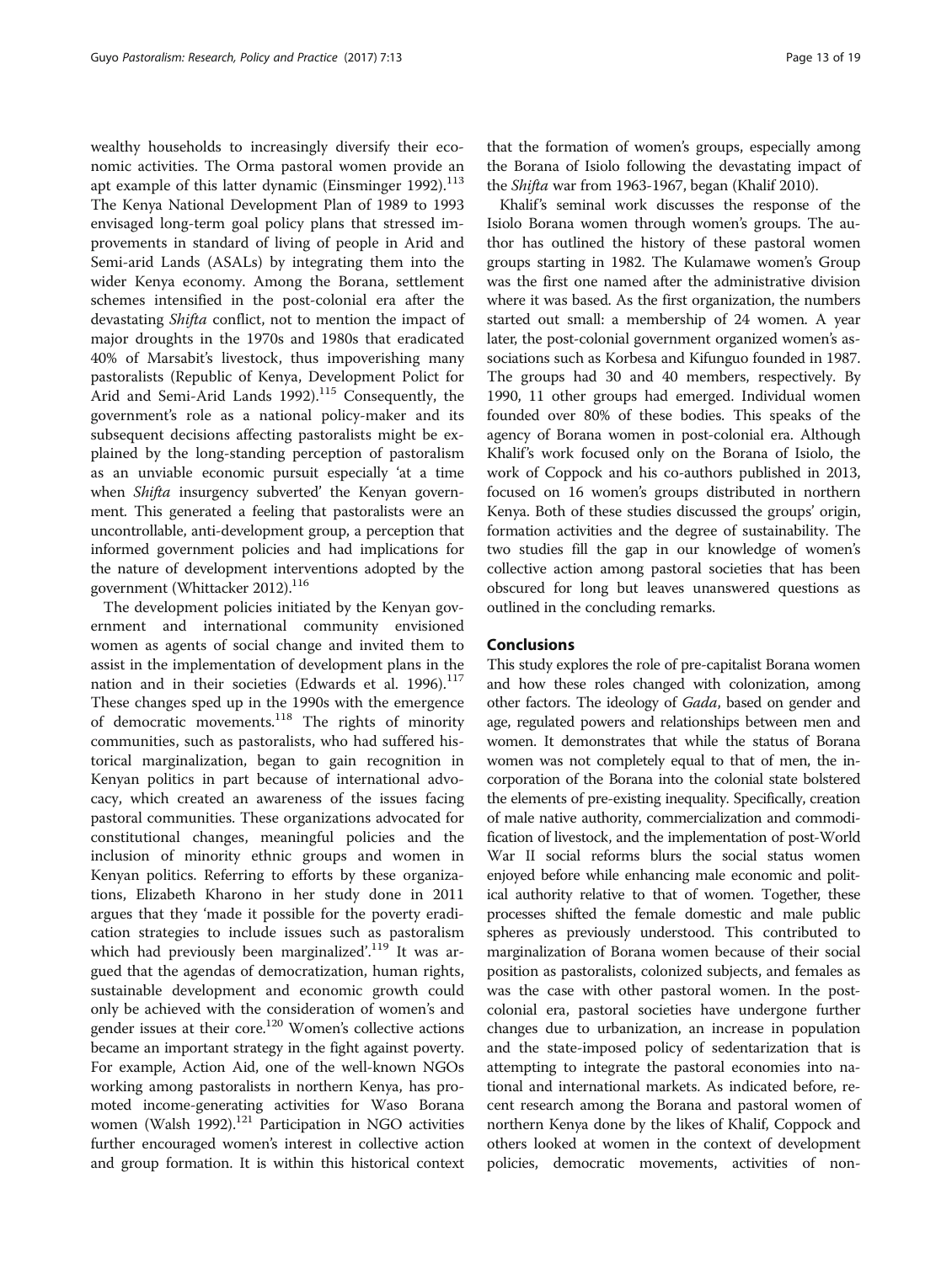wealthy households to increasingly diversify their economic activities. The Orma pastoral women provide an apt example of this latter dynamic (Einsminger 1992).[113] The Kenya National Development Plan of 1989 to 1993 envisaged long-term goal policy plans that stressed improvements in standard of living of people in Arid and Semi-arid Lands (ASALs) by integrating them into the wider Kenya economy. Among the Borana, settlement schemes intensified in the post-colonial era after the devastating *Shifta* conflict, not to mention the impact of major droughts in the 1970s and 1980s that eradicated 40% of Marsabit's livestock, thus impoverishing many pastoralists (Republic of Kenya, Development Polict for Arid and Semi-Arid Lands 1992).[115] Consequently, the government's role as a national policy-maker and its subsequent decisions affecting pastoralists might be explained by the long-standing perception of pastoralism as an unviable economic pursuit especially 'at a time when *Shifta* insurgency subverted' the Kenyan government. This generated a feeling that pastoralists were an uncontrollable, anti-development group, a perception that informed government policies and had implications for the nature of development interventions adopted by the government (Whittacker 2012).[116]

The development policies initiated by the Kenyan government and international community envisioned women as agents of social change and invited them to assist in the implementation of development plans in the nation and in their societies (Edwards et al. 1996).[117] These changes sped up in the 1990s with the emergence of democratic movements.[118] The rights of minority communities, such as pastoralists, who had suffered historical marginalization, began to gain recognition in Kenyan politics in part because of international advocacy, which created an awareness of the issues facing pastoral communities. These organizations advocated for constitutional changes, meaningful policies and the inclusion of minority ethnic groups and women in Kenyan politics. Referring to efforts by these organizations, Elizabeth Kharono in her study done in 2011 argues that they 'made it possible for the poverty eradication strategies to include issues such as pastoralism which had previously been marginalized'.[119] It was argued that the agendas of democratization, human rights, sustainable development and economic growth could only be achieved with the consideration of women's and gender issues at their core.[120] Women's collective actions became an important strategy in the fight against poverty. For example, Action Aid, one of the well-known NGOs working among pastoralists in northern Kenya, has promoted income-generating activities for Waso Borana women (Walsh 1992).[121] Participation in NGO activities further encouraged women's interest in collective action and group formation. It is within this historical context that the formation of women's groups, especially among the Borana of Isiolo following the devastating impact of the *Shifta* war from 1963-1967, began (Khalif 2010).

Khalif's seminal work discusses the response of the Isiolo Borana women through women's groups. The author has outlined the history of these pastoral women groups starting in 1982. The Kulamawe women's Group was the first one named after the administrative division where it was based. As the first organization, the numbers started out small: a membership of 24 women. A year later, the post-colonial government organized women's associations such as Korbesa and Kifunguo founded in 1987. The groups had 30 and 40 members, respectively. By 1990, 11 other groups had emerged. Individual women founded over 80% of these bodies. This speaks of the agency of Borana women in post-colonial era. Although Khalif's work focused only on the Borana of Isiolo, the work of Coppock and his co-authors published in 2013, focused on 16 women's groups distributed in northern Kenya. Both of these studies discussed the groups' origin, formation activities and the degree of sustainability. The two studies fill the gap in our knowledge of women's collective action among pastoral societies that has been obscured for long but leaves unanswered questions as outlined in the concluding remarks.

## Conclusions

This study explores the role of pre-capitalist Borana women and how these roles changed with colonization, among other factors. The ideology of *Gada*, based on gender and age, regulated powers and relationships between men and women. It demonstrates that while the status of Borana women was not completely equal to that of men, the incorporation of the Borana into the colonial state bolstered the elements of pre-existing inequality. Specifically, creation of male native authority, commercialization and commodification of livestock, and the implementation of post-World War II social reforms blurs the social status women enjoyed before while enhancing male economic and political authority relative to that of women. Together, these processes shifted the female domestic and male public spheres as previously understood. This contributed to marginalization of Borana women because of their social position as pastoralists, colonized subjects, and females as was the case with other pastoral women. In the post-colonial era, pastoral societies have undergone further changes due to urbanization, an increase in population and the state-imposed policy of sedentarization that is attempting to integrate the pastoral economies into national and international markets. As indicated before, recent research among the Borana and pastoral women of northern Kenya done by the likes of Khalif, Coppock and others looked at women in the context of development policies, democratic movements, activities of non-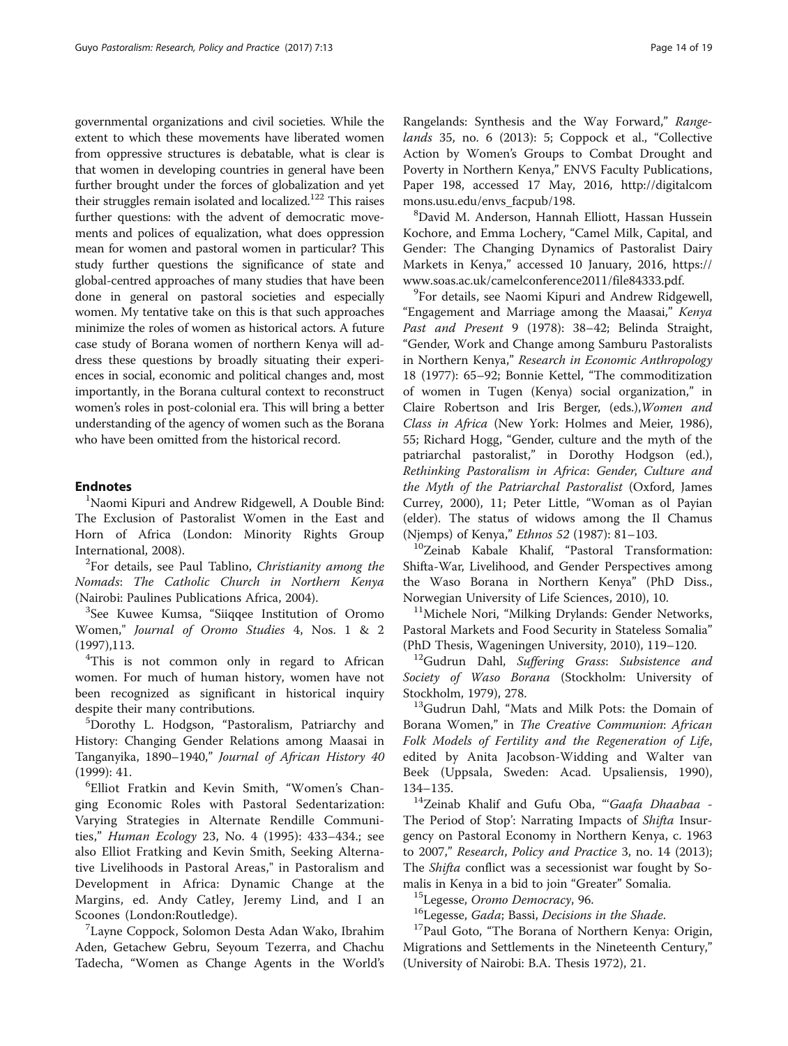governmental organizations and civil societies. While the extent to which these movements have liberated women from oppressive structures is debatable, what is clear is that women in developing countries in general have been further brought under the forces of globalization and yet their struggles remain isolated and localized.[122] This raises further questions: with the advent of democratic movements and polices of equalization, what does oppression mean for women and pastoral women in particular? This study further questions the significance of state and global-centred approaches of many studies that have been done in general on pastoral societies and especially women. My tentative take on this is that such approaches minimize the roles of women as historical actors. A future case study of Borana women of northern Kenya will address these questions by broadly situating their experiences in social, economic and political changes and, most importantly, in the Borana cultural context to reconstruct women's roles in post-colonial era. This will bring a better understanding of the agency of women such as the Borana who have been omitted from the historical record.

## Endnotes

[1]Naomi Kipuri and Andrew Ridgewell, A Double Bind: The Exclusion of Pastoralist Women in the East and Horn of Africa (London: Minority Rights Group International, 2008).

[2]For details, see Paul Tablino, *Christianity among the Nomads*: *The Catholic Church in Northern Kenya* (Nairobi: Paulines Publications Africa, 2004).

[3]See Kuwee Kumsa, "Siiqqee Institution of Oromo Women," *Journal of Oromo Studies* 4, Nos. 1 & 2 (1997),113.

[4]This is not common only in regard to African women. For much of human history, women have not been recognized as significant in historical inquiry despite their many contributions.

[5]Dorothy L. Hodgson, "Pastoralism, Patriarchy and History: Changing Gender Relations among Maasai in Tanganyika, 1890–1940," *Journal of African History 40* (1999): 41.

[6]Elliot Fratkin and Kevin Smith, "Women's Changing Economic Roles with Pastoral Sedentarization: Varying Strategies in Alternate Rendille Communities," *Human Ecology* 23, No. 4 (1995): 433–434.; see also Elliot Fratking and Kevin Smith, Seeking Alternative Livelihoods in Pastoral Areas," in Pastoralism and Development in Africa: Dynamic Change at the Margins, ed. Andy Catley, Jeremy Lind, and I an Scoones (London:Routledge).

[7]Layne Coppock, Solomon Desta Adan Wako, Ibrahim Aden, Getachew Gebru, Seyoum Tezerra, and Chachu Tadecha, "Women as Change Agents in the World's Rangelands: Synthesis and the Way Forward," *Rangelands* 35, no. 6 (2013): 5; Coppock et al., "Collective Action by Women's Groups to Combat Drought and Poverty in Northern Kenya," ENVS Faculty Publications, Paper 198, accessed 17 May, 2016, http://digitalcommons.usu.edu/envs_facpub/198.

[8]David M. Anderson, Hannah Elliott, Hassan Hussein Kochore, and Emma Lochery, "Camel Milk, Capital, and Gender: The Changing Dynamics of Pastoralist Dairy Markets in Kenya," accessed 10 January, 2016, https://www.soas.ac.uk/camelconference2011/file84333.pdf.

[9]For details, see Naomi Kipuri and Andrew Ridgewell, "Engagement and Marriage among the Maasai," *Kenya Past and Present* 9 (1978): 38–42; Belinda Straight, "Gender, Work and Change among Samburu Pastoralists in Northern Kenya," *Research in Economic Anthropology* 18 (1977): 65–92; Bonnie Kettel, "The commoditization of women in Tugen (Kenya) social organization," in Claire Robertson and Iris Berger, (eds.),*Women and Class in Africa* (New York: Holmes and Meier, 1986), 55; Richard Hogg, "Gender, culture and the myth of the patriarchal pastoralist," in Dorothy Hodgson (ed.), *Rethinking Pastoralism in Africa*: *Gender*, *Culture and the Myth of the Patriarchal Pastoralist* (Oxford, James Currey, 2000), 11; Peter Little, "Woman as ol Payian (elder). The status of widows among the Il Chamus (Njemps) of Kenya," *Ethnos 52* (1987): 81–103.

[10]Zeinab Kabale Khalif, "Pastoral Transformation: Shifta-War, Livelihood, and Gender Perspectives among the Waso Borana in Northern Kenya" (PhD Diss., Norwegian University of Life Sciences, 2010), 10.

[11]Michele Nori, "Milking Drylands: Gender Networks, Pastoral Markets and Food Security in Stateless Somalia" (PhD Thesis, Wageningen University, 2010), 119–120.

[12]Gudrun Dahl, *Suffering Grass*: *Subsistence and Society of Waso Borana* (Stockholm: University of Stockholm, 1979), 278.

[13]Gudrun Dahl, "Mats and Milk Pots: the Domain of Borana Women," in *The Creative Communion*: *African Folk Models of Fertility and the Regeneration of Life*, edited by Anita Jacobson-Widding and Walter van Beek (Uppsala, Sweden: Acad. Upsaliensis, 1990), 134–135.

[14]Zeinab Khalif and Gufu Oba, "'*Gaafa Dhaabaa* - The Period of Stop': Narrating Impacts of *Shifta* Insurgency on Pastoral Economy in Northern Kenya, c. 1963 to 2007," *Research*, *Policy and Practice* 3, no. 14 (2013); The *Shifta* conflict was a secessionist war fought by Somalis in Kenya in a bid to join "Greater" Somalia.

[15]Legesse, *Oromo Democracy*, 96.

[16]Legesse, *Gada*; Bassi, *Decisions in the Shade*.

[17]Paul Goto, "The Borana of Northern Kenya: Origin, Migrations and Settlements in the Nineteenth Century," (University of Nairobi: B.A. Thesis 1972), 21.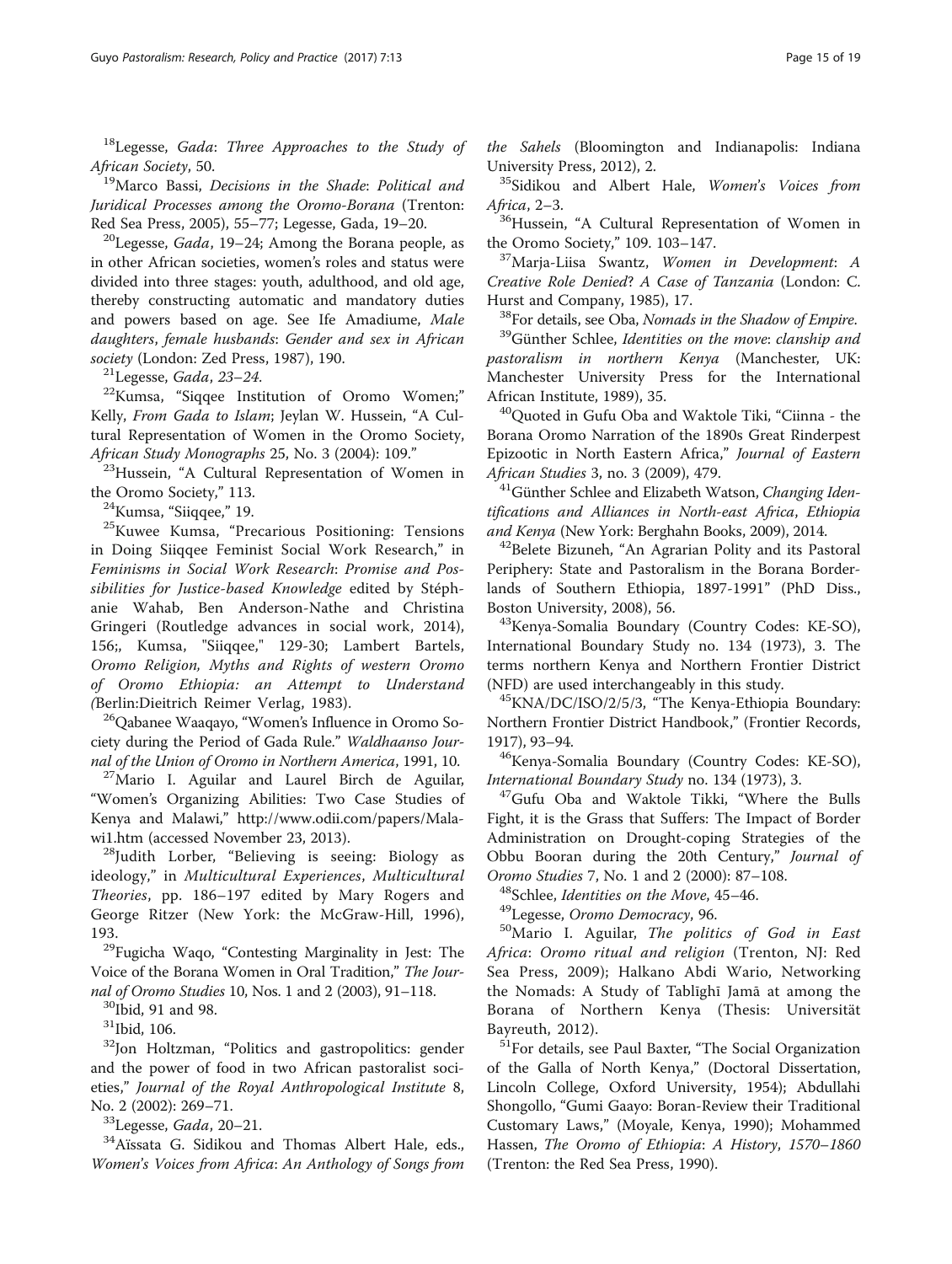[18]Legesse, *Gada*: *Three Approaches to the Study of African Society*, 50.

[19]Marco Bassi, *Decisions in the Shade*: *Political and Juridical Processes among the Oromo-Borana* (Trenton: Red Sea Press, 2005), 55–77; Legesse, Gada, 19–20.

[20]Legesse, *Gada*, 19–24; Among the Borana people, as in other African societies, women's roles and status were divided into three stages: youth, adulthood, and old age, thereby constructing automatic and mandatory duties and powers based on age. See Ife Amadiume, *Male daughters*, *female husbands*: *Gender and sex in African society* (London: Zed Press, 1987), 190.

[21]Legesse, *Gada*, *23–24*.

[22]Kumsa, "Siqqee Institution of Oromo Women;" Kelly, *From Gada to Islam*; Jeylan W. Hussein, "A Cultural Representation of Women in the Oromo Society, *African Study Monographs* 25, No. 3 (2004): 109."

[23]Hussein, "A Cultural Representation of Women in the Oromo Society," 113.

[24]Kumsa, "Siiqqee," 19.

[25]Kuwee Kumsa, "Precarious Positioning: Tensions in Doing Siiqqee Feminist Social Work Research," in *Feminisms in Social Work Research*: *Promise and Possibilities for Justice-based Knowledge* edited by Stéphanie Wahab, Ben Anderson-Nathe and Christina Gringeri (Routledge advances in social work, 2014), 156;, Kumsa, "Siiqqee," 129-30; Lambert Bartels, *Oromo Religion, Myths and Rights of western Oromo of Oromo Ethiopia: an Attempt to Understand (*Berlin:Dieitrich Reimer Verlag, 1983).

[26]Qabanee Waaqayo, "Women's Influence in Oromo Society during the Period of Gada Rule." *Waldhaanso Journal of the Union of Oromo in Northern America*, 1991, 10.

[27]Mario I. Aguilar and Laurel Birch de Aguilar, "Women's Organizing Abilities: Two Case Studies of Kenya and Malawi," http://www.odii.com/papers/Malawi1.htm (accessed November 23, 2013).

[28]Judith Lorber, "Believing is seeing: Biology as ideology," in *Multicultural Experiences*, *Multicultural Theories*, pp. 186–197 edited by Mary Rogers and George Ritzer (New York: the McGraw-Hill, 1996), 193.

[29]Fugicha Waqo, "Contesting Marginality in Jest: The Voice of the Borana Women in Oral Tradition," *The Journal of Oromo Studies* 10, Nos. 1 and 2 (2003), 91–118.

[30]Ibid, 91 and 98.

[31]Ibid, 106.

[32]Jon Holtzman, "Politics and gastropolitics: gender and the power of food in two African pastoralist societies," *Journal of the Royal Anthropological Institute* 8, No. 2 (2002): 269–71.

[33]Legesse, *Gada*, 20–21.

[34]Aïssata G. Sidikou and Thomas Albert Hale, eds., *Women's Voices from Africa*: *An Anthology of Songs from the Sahels* (Bloomington and Indianapolis: Indiana University Press, 2012), 2.

[35]Sidikou and Albert Hale, *Women's Voices from Africa*, 2–3.

[36]Hussein, "A Cultural Representation of Women in the Oromo Society," 109. 103–147.

[37]Marja-Liisa Swantz, *Women in Development*: *A Creative Role Denied*? *A Case of Tanzania* (London: C. Hurst and Company, 1985), 17.

[38]For details, see Oba, *Nomads in the Shadow of Empire*.

[39]Günther Schlee, *Identities on the move*: *clanship and pastoralism in northern Kenya* (Manchester, UK: Manchester University Press for the International African Institute, 1989), 35.

[40]Quoted in Gufu Oba and Waktole Tiki, "Ciinna - the Borana Oromo Narration of the 1890s Great Rinderpest Epizootic in North Eastern Africa," *Journal of Eastern African Studies* 3, no. 3 (2009), 479.

[41]Günther Schlee and Elizabeth Watson, *Changing Identifications and Alliances in North-east Africa*, *Ethiopia and Kenya* (New York: Berghahn Books, 2009), 2014.

[42]Belete Bizuneh, "An Agrarian Polity and its Pastoral Periphery: State and Pastoralism in the Borana Borderlands of Southern Ethiopia, 1897-1991" (PhD Diss., Boston University, 2008), 56.

[43]Kenya-Somalia Boundary (Country Codes: KE-SO), International Boundary Study no. 134 (1973), 3. The terms northern Kenya and Northern Frontier District (NFD) are used interchangeably in this study.

[45]KNA/DC/ISO/2/5/3, "The Kenya-Ethiopia Boundary: Northern Frontier District Handbook," (Frontier Records, 1917), 93–94.

[46]Kenya-Somalia Boundary (Country Codes: KE-SO), *International Boundary Study* no. 134 (1973), 3.

[47]Gufu Oba and Waktole Tikki, "Where the Bulls Fight, it is the Grass that Suffers: The Impact of Border Administration on Drought-coping Strategies of the Obbu Booran during the 20th Century," *Journal of Oromo Studies* 7, No. 1 and 2 (2000): 87–108.

[48]Schlee, *Identities on the Move*, 45–46.

[49]Legesse, *Oromo Democracy*, 96.

[50]Mario I. Aguilar, *The politics of God in East Africa*: *Oromo ritual and religion* (Trenton, NJ: Red Sea Press, 2009); Halkano Abdi Wario, Networking the Nomads: A Study of Tablīghī Jamā at among the Borana of Northern Kenya (Thesis: Universität Bayreuth, 2012).

[51]For details, see Paul Baxter, "The Social Organization of the Galla of North Kenya," (Doctoral Dissertation, Lincoln College, Oxford University, 1954); Abdullahi Shongollo, "Gumi Gaayo: Boran-Review their Traditional Customary Laws," (Moyale, Kenya, 1990); Mohammed Hassen, *The Oromo of Ethiopia*: *A History*, *1570*–*1860* (Trenton: the Red Sea Press, 1990).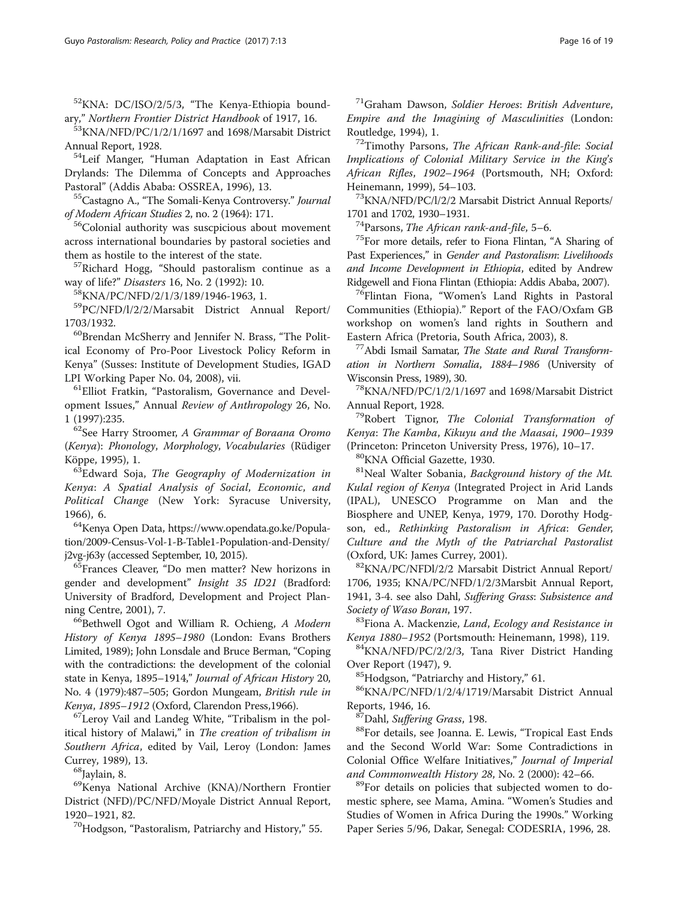[52]KNA: DC/ISO/2/5/3, "The Kenya-Ethiopia boundary," *Northern Frontier District Handbook* of 1917, 16.

[53]KNA/NFD/PC/1/2/1/1697 and 1698/Marsabit District Annual Report, 1928.

[54]Leif Manger, "Human Adaptation in East African Drylands: The Dilemma of Concepts and Approaches Pastoral" (Addis Ababa: OSSREA, 1996), 13.

[55]Castagno A., "The Somali-Kenya Controversy." *Journal of Modern African Studies* 2, no. 2 (1964): 171.

[56]Colonial authority was suscpicious about movement across international boundaries by pastoral societies and them as hostile to the interest of the state.

[57]Richard Hogg, "Should pastoralism continue as a way of life?" *Disasters* 16, No. 2 (1992): 10.

[58]KNA/PC/NFD/2/1/3/189/1946-1963, 1.

[59]PC/NFD/l/2/2/Marsabit District Annual Report/ 1703/1932.

[60]Brendan McSherry and Jennifer N. Brass, "The Political Economy of Pro-Poor Livestock Policy Reform in Kenya" (Susses: Institute of Development Studies, IGAD LPI Working Paper No. 04, 2008), vii.

[61]Elliot Fratkin, "Pastoralism, Governance and Development Issues," Annual *Review of Anthropology* 26, No. 1 (1997):235.

[62]See Harry Stroomer, *A Grammar of Boraana Oromo* (*Kenya*): *Phonology*, *Morphology*, *Vocabularies* (Rüdiger Köppe, 1995), 1.

[63]Edward Soja, *The Geography of Modernization in Kenya*: *A Spatial Analysis of Social*, *Economic*, *and Political Change* (New York: Syracuse University, 1966), 6.

[64]Kenya Open Data, https://www.opendata.go.ke/Population/2009-Census-Vol-1-B-Table1-Population-and-Density/j2vg-j63y (accessed September, 10, 2015).

[65]Frances Cleaver, "Do men matter? New horizons in gender and development" *Insight 35 ID21* (Bradford: University of Bradford, Development and Project Planning Centre, 2001), 7.

[66]Bethwell Ogot and William R. Ochieng, *A Modern History of Kenya 1895–1980* (London: Evans Brothers Limited, 1989); John Lonsdale and Bruce Berman, "Coping with the contradictions: the development of the colonial state in Kenya, 1895–1914," *Journal of African History* 20, No. 4 (1979):487–505; Gordon Mungeam, *British rule in Kenya*, *1895–1912* (Oxford, Clarendon Press,1966).

[67]Leroy Vail and Landeg White, "Tribalism in the political history of Malawi," in *The creation of tribalism in Southern Africa*, edited by Vail, Leroy (London: James Currey, 1989), 13.

[68]Jaylain, 8.

[69]Kenya National Archive (KNA)/Northern Frontier District (NFD)/PC/NFD/Moyale District Annual Report, 1920–1921, 82.

[70]Hodgson, "Pastoralism, Patriarchy and History," 55.

[71]Graham Dawson, *Soldier Heroes*: *British Adventure*, *Empire and the Imagining of Masculinities* (London: Routledge, 1994), 1.

[72]Timothy Parsons, *The African Rank-and-file*: *Social Implications of Colonial Military Service in the King's African Rifles*, *1902–1964* (Portsmouth, NH; Oxford: Heinemann, 1999), 54–103.

[73]KNA/NFD/PC/l/2/2 Marsabit District Annual Reports/ 1701 and 1702, 1930–1931.

[74]Parsons, *The African rank-and-file*, 5–6.

[75]For more details, refer to Fiona Flintan, "A Sharing of Past Experiences," in *Gender and Pastoralism*: *Livelihoods and Income Development in Ethiopia*, edited by Andrew Ridgewell and Fiona Flintan (Ethiopia: Addis Ababa, 2007).

[76]Flintan Fiona, "Women's Land Rights in Pastoral Communities (Ethiopia)." Report of the FAO/Oxfam GB workshop on women's land rights in Southern and Eastern Africa (Pretoria, South Africa, 2003), 8.

[77]Abdi Ismail Samatar, *The State and Rural Transformation in Northern Somalia*, *1884–1986* (University of Wisconsin Press, 1989), 30.

[78]KNA/NFD/PC/1/2/1/1697 and 1698/Marsabit District Annual Report, 1928.

[79]Robert Tignor, *The Colonial Transformation of Kenya*: *The Kamba*, *Kikuyu and the Maasai*, *1900–1939* (Princeton: Princeton University Press, 1976), 10–17.

[80]KNA Official Gazette, 1930.

[81]Neal Walter Sobania, *Background history of the Mt. Kulal region of Kenya* (Integrated Project in Arid Lands (IPAL), UNESCO Programme on Man and the Biosphere and UNEP, Kenya, 1979, 170. Dorothy Hodgson, ed., *Rethinking Pastoralism in Africa*: *Gender*, *Culture and the Myth of the Patriarchal Pastoralist* (Oxford, UK: James Currey, 2001).

[82]KNA/PC/NFDl/2/2 Marsabit District Annual Report/ 1706, 1935; KNA/PC/NFD/1/2/3Marsbit Annual Report, 1941, 3-4. see also Dahl, *Suffering Grass*: *Subsistence and Society of Waso Boran*, 197.

[83]Fiona A. Mackenzie, *Land*, *Ecology and Resistance in Kenya 1880–1952* (Portsmouth: Heinemann, 1998), 119.

[84]KNA/NFD/PC/2/2/3, Tana River District Handing Over Report (1947), 9.

[85]Hodgson, "Patriarchy and History," 61.

[86]KNA/PC/NFD/1/2/4/1719/Marsabit District Annual Reports, 1946, 16.

[87]Dahl, *Suffering Grass*, 198.

[88]For details, see Joanna. E. Lewis, "Tropical East Ends and the Second World War: Some Contradictions in Colonial Office Welfare Initiatives," *Journal of Imperial and Commonwealth History 28*, No. 2 (2000): 42–66.

[89]For details on policies that subjected women to domestic sphere, see Mama, Amina. "Women's Studies and Studies of Women in Africa During the 1990s." Working Paper Series 5/96, Dakar, Senegal: CODESRIA, 1996, 28.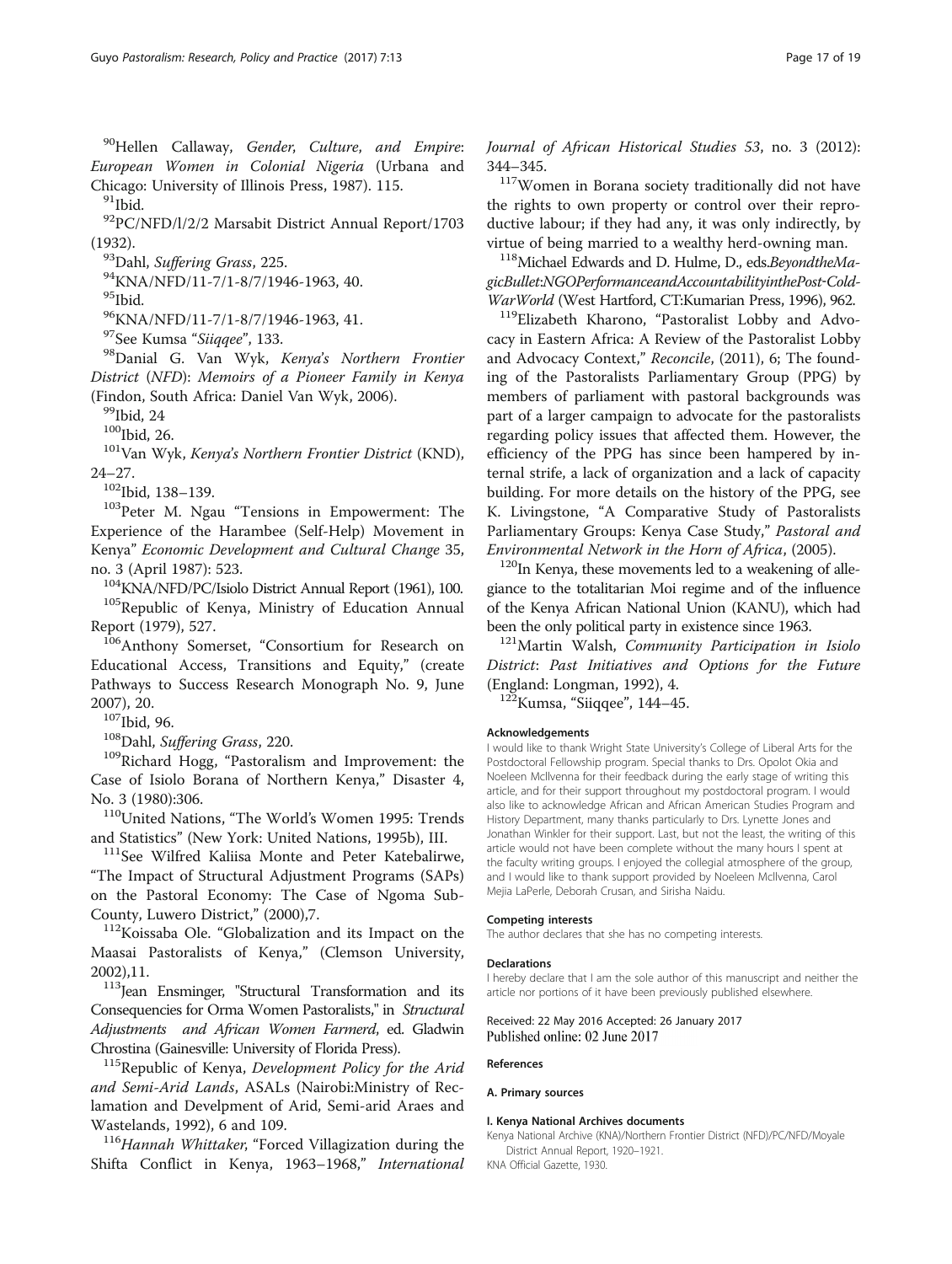[90]Hellen Callaway, *Gender, Culture, and Empire*: *European Women in Colonial Nigeria* (Urbana and Chicago: University of Illinois Press, 1987). 115.

[91]Ibid.

[92]PC/NFD/l/2/2 Marsabit District Annual Report/1703 (1932).

[93]Dahl, *Suffering Grass*, 225.

[94]KNA/NFD/11-7/1-8/7/1946-1963, 40.

[95]Ibid.

[96]KNA/NFD/11-7/1-8/7/1946-1963, 41.

[97]See Kumsa "*Siiqqee*", 133.

[98]Danial G. Van Wyk, *Kenya's Northern Frontier District* (*NFD*): *Memoirs of a Pioneer Family in Kenya* (Findon, South Africa: Daniel Van Wyk, 2006).

[99]Ibid, 24

[100]Ibid, 26.

[101]Van Wyk, *Kenya's Northern Frontier District* (KND), 24–27.

[102]Ibid, 138–139.

[103]Peter M. Ngau "Tensions in Empowerment: The Experience of the Harambee (Self-Help) Movement in Kenya" *Economic Development and Cultural Change* 35, no. 3 (April 1987): 523.

[104]KNA/NFD/PC/Isiolo District Annual Report (1961), 100.

[105]Republic of Kenya, Ministry of Education Annual Report (1979), 527.

[106]Anthony Somerset, "Consortium for Research on Educational Access, Transitions and Equity," (create Pathways to Success Research Monograph No. 9, June 2007), 20.

[107]Ibid, 96.

[108]Dahl, *Suffering Grass*, 220.

[109]Richard Hogg, "Pastoralism and Improvement: the Case of Isiolo Borana of Northern Kenya," Disaster 4, No. 3 (1980):306.

[110]United Nations, "The World's Women 1995: Trends and Statistics" (New York: United Nations, 1995b), III.

[111]See Wilfred Kaliisa Monte and Peter Katebalirwe, "The Impact of Structural Adjustment Programs (SAPs) on the Pastoral Economy: The Case of Ngoma Sub-County, Luwero District," (2000),7.

[112]Koissaba Ole. "Globalization and its Impact on the Maasai Pastoralists of Kenya," (Clemson University, 2002),11.

[113]Jean Ensminger, "Structural Transformation and its Consequencies for Orma Women Pastoralists," in *Structural Adjustments and African Women Farmerd*, ed. Gladwin Chrostina (Gainesville: University of Florida Press).

[115]Republic of Kenya, *Development Policy for the Arid and Semi-Arid Lands*, ASALs (Nairobi:Ministry of Reclamation and Develpment of Arid, Semi-arid Araes and Wastelands, 1992), 6 and 109.

[116]*Hannah Whittaker*, "Forced Villagization during the Shifta Conflict in Kenya, 1963–1968," *International Journal of African Historical Studies 53*, no. 3 (2012): 344–345.

[117]Women in Borana society traditionally did not have the rights to own property or control over their reproductive labour; if they had any, it was only indirectly, by virtue of being married to a wealthy herd-owning man.

[118]Michael Edwards and D. Hulme, D., eds.*BeyondtheMagicBullet:NGOPerformanceandAccountabilityinthePost-Cold-WarWorld* (West Hartford, CT:Kumarian Press, 1996), 962.

[119]Elizabeth Kharono, "Pastoralist Lobby and Advocacy in Eastern Africa: A Review of the Pastoralist Lobby and Advocacy Context," *Reconcile*, (2011), 6; The founding of the Pastoralists Parliamentary Group (PPG) by members of parliament with pastoral backgrounds was part of a larger campaign to advocate for the pastoralists regarding policy issues that affected them. However, the efficiency of the PPG has since been hampered by internal strife, a lack of organization and a lack of capacity building. For more details on the history of the PPG, see K. Livingstone, "A Comparative Study of Pastoralists Parliamentary Groups: Kenya Case Study," *Pastoral and Environmental Network in the Horn of Africa*, (2005).

[120]In Kenya, these movements led to a weakening of allegiance to the totalitarian Moi regime and of the influence of the Kenya African National Union (KANU), which had been the only political party in existence since 1963.

[121]Martin Walsh, *Community Participation in Isiolo District*: *Past Initiatives and Options for the Future* (England: Longman, 1992), 4.

[122]Kumsa, "Siiqqee", 144–45.

#### Acknowledgements

I would like to thank Wright State University's College of Liberal Arts for the Postdoctoral Fellowship program. Special thanks to Drs. Opolot Okia and Noeleen McIlvenna for their feedback during the early stage of writing this article, and for their support throughout my postdoctoral program. I would also like to acknowledge African and African American Studies Program and History Department, many thanks particularly to Drs. Lynette Jones and Jonathan Winkler for their support. Last, but not the least, the writing of this article would not have been complete without the many hours I spent at the faculty writing groups. I enjoyed the collegial atmosphere of the group, and I would like to thank support provided by Noeleen McIlvenna, Carol Mejia LaPerle, Deborah Crusan, and Sirisha Naidu.

#### Competing interests

The author declares that she has no competing interests.

#### Declarations

I hereby declare that I am the sole author of this manuscript and neither the article nor portions of it have been previously published elsewhere.

Received: 22 May 2016 Accepted: 26 January 2017
Published online: 02 June 2017

#### References

#### A. Primary sources

#### I. Kenya National Archives documents

Kenya National Archive (KNA)/Northern Frontier District (NFD)/PC/NFD/Moyale District Annual Report, 1920–1921.

KNA Official Gazette, 1930.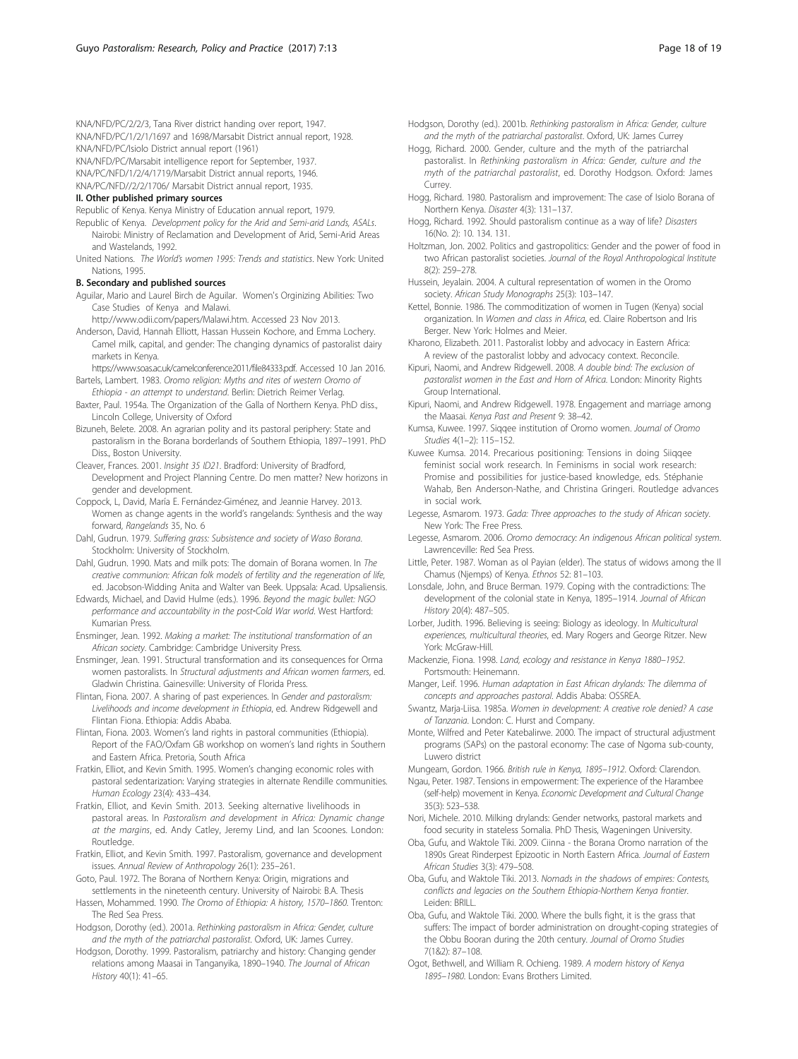KNA/NFD/PC/2/2/3, Tana River district handing over report, 1947.

KNA/NFD/PC/1/2/1/1697 and 1698/Marsabit District annual report, 1928.

KNA/NFD/PC/Isiolo District annual report (1961)

KNA/NFD/PC/Marsabit intelligence report for September, 1937.

KNA/PC/NFD/1/2/4/1719/Marsabit District annual reports, 1946.

KNA/PC/NFD//2/2/1706/ Marsabit District annual report, 1935.

### II. Other published primary sources

Republic of Kenya. Kenya Ministry of Education annual report, 1979.

Republic of Kenya. *Development policy for the Arid and Semi-arid Lands, ASALs*. Nairobi: Ministry of Reclamation and Development of Arid, Semi-Arid Areas and Wastelands, 1992.

United Nations. *The World's women 1995: Trends and statistics*. New York: United Nations, 1995.

### B. Secondary and published sources

Aguilar, Mario and Laurel Birch de Aguilar. Women's Orginizing Abilities: Two Case Studies of Kenya and Malawi. http://www.odii.com/papers/Malawi.htm. Accessed 23 Nov 2013.

Anderson, David, Hannah Elliott, Hassan Hussein Kochore, and Emma Lochery. Camel milk, capital, and gender: The changing dynamics of pastoralist dairy markets in Kenya. https://www.soas.ac.uk/camelconference2011/file84333.pdf. Accessed 10 Jan 2016.

Bartels, Lambert. 1983. *Oromo religion: Myths and rites of western Oromo of Ethiopia - an attempt to understand*. Berlin: Dietrich Reimer Verlag.

Baxter, Paul. 1954a. The Organization of the Galla of Northern Kenya. PhD diss., Lincoln College, University of Oxford

Bizuneh, Belete. 2008. An agrarian polity and its pastoral periphery: State and pastoralism in the Borana borderlands of Southern Ethiopia, 1897–1991. PhD Diss., Boston University.

Cleaver, Frances. 2001. *Insight 35 ID21*. Bradford: University of Bradford, Development and Project Planning Centre. Do men matter? New horizons in gender and development.

Coppock, L, David, María E. Fernández-Giménez, and Jeannie Harvey. 2013. Women as change agents in the world's rangelands: Synthesis and the way forward, *Rangelands* 35, No. 6

Dahl, Gudrun. 1979. *Suffering grass: Subsistence and society of Waso Borana*. Stockholm: University of Stockholm.

Dahl, Gudrun. 1990. Mats and milk pots: The domain of Borana women. In *The creative communion: African folk models of fertility and the regeneration of life*, ed. Jacobson-Widding Anita and Walter van Beek. Uppsala: Acad. Upsaliensis.

Edwards, Michael, and David Hulme (eds.). 1996. *Beyond the magic bullet: NGO performance and accountability in the post-Cold War world*. West Hartford: Kumarian Press.

Ensminger, Jean. 1992. *Making a market: The institutional transformation of an African society*. Cambridge: Cambridge University Press.

Ensminger, Jean. 1991. Structural transformation and its consequences for Orma women pastoralists. In *Structural adjustments and African women farmers*, ed. Gladwin Christina. Gainesville: University of Florida Press.

Flintan, Fiona. 2007. A sharing of past experiences. In *Gender and pastoralism: Livelihoods and income development in Ethiopia*, ed. Andrew Ridgewell and Flintan Fiona. Ethiopia: Addis Ababa.

Flintan, Fiona. 2003. Women's land rights in pastoral communities (Ethiopia). Report of the FAO/Oxfam GB workshop on women's land rights in Southern and Eastern Africa. Pretoria, South Africa

Fratkin, Elliot, and Kevin Smith. 1995. Women's changing economic roles with pastoral sedentarization: Varying strategies in alternate Rendille communities. *Human Ecology* 23(4): 433–434.

Fratkin, Elliot, and Kevin Smith. 2013. Seeking alternative livelihoods in pastoral areas. In *Pastoralism and development in Africa: Dynamic change at the margins*, ed. Andy Catley, Jeremy Lind, and Ian Scoones. London: Routledge.

Fratkin, Elliot, and Kevin Smith. 1997. Pastoralism, governance and development issues. *Annual Review of Anthropology* 26(1): 235–261.

Goto, Paul. 1972. The Borana of Northern Kenya: Origin, migrations and settlements in the nineteenth century. University of Nairobi: B.A. Thesis

Hassen, Mohammed. 1990. *The Oromo of Ethiopia: A history, 1570–1860*. Trenton: The Red Sea Press.

Hodgson, Dorothy (ed.). 2001a. *Rethinking pastoralism in Africa: Gender, culture and the myth of the patriarchal pastoralist*. Oxford, UK: James Currey.

Hodgson, Dorothy. 1999. Pastoralism, patriarchy and history: Changing gender relations among Maasai in Tanganyika, 1890–1940. *The Journal of African History* 40(1): 41–65.

Hodgson, Dorothy (ed.). 2001b. *Rethinking pastoralism in Africa: Gender, culture and the myth of the patriarchal pastoralist*. Oxford, UK: James Currey

Hogg, Richard. 2000. Gender, culture and the myth of the patriarchal pastoralist. In *Rethinking pastoralism in Africa: Gender, culture and the myth of the patriarchal pastoralist*, ed. Dorothy Hodgson. Oxford: James Currey.

Hogg, Richard. 1980. Pastoralism and improvement: The case of Isiolo Borana of Northern Kenya. *Disaster* 4(3): 131–137.

Hogg, Richard. 1992. Should pastoralism continue as a way of life? *Disasters* 16(No. 2): 10. 134. 131.

Holtzman, Jon. 2002. Politics and gastropolitics: Gender and the power of food in two African pastoralist societies. *Journal of the Royal Anthropological Institute* 8(2): 259–278.

Hussein, Jeyalain. 2004. A cultural representation of women in the Oromo society. *African Study Monographs* 25(3): 103–147.

Kettel, Bonnie. 1986. The commoditization of women in Tugen (Kenya) social organization. In *Women and class in Africa*, ed. Claire Robertson and Iris Berger. New York: Holmes and Meier.

Kharono, Elizabeth. 2011. Pastoralist lobby and advocacy in Eastern Africa: A review of the pastoralist lobby and advocacy context. Reconcile.

Kipuri, Naomi, and Andrew Ridgewell. 2008. *A double bind: The exclusion of pastoralist women in the East and Horn of Africa*. London: Minority Rights Group International.

Kipuri, Naomi, and Andrew Ridgewell. 1978. Engagement and marriage among the Maasai. *Kenya Past and Present* 9: 38–42.

Kumsa, Kuwee. 1997. Siqqee institution of Oromo women. *Journal of Oromo Studies* 4(1–2): 115–152.

Kuwee Kumsa. 2014. Precarious positioning: Tensions in doing Siiqqee feminist social work research. In Feminisms in social work research: Promise and possibilities for justice-based knowledge, eds. Stéphanie Wahab, Ben Anderson-Nathe, and Christina Gringeri. Routledge advances in social work.

Legesse, Asmarom. 1973. *Gada: Three approaches to the study of African society*. New York: The Free Press.

Legesse, Asmarom. 2006. *Oromo democracy: An indigenous African political system*. Lawrenceville: Red Sea Press.

Little, Peter. 1987. Woman as ol Payian (elder). The status of widows among the Il Chamus (Njemps) of Kenya. *Ethnos* 52: 81–103.

Lonsdale, John, and Bruce Berman. 1979. Coping with the contradictions: The development of the colonial state in Kenya, 1895–1914. *Journal of African History* 20(4): 487–505.

Lorber, Judith. 1996. Believing is seeing: Biology as ideology. In *Multicultural experiences, multicultural theories*, ed. Mary Rogers and George Ritzer. New York: McGraw-Hill.

Mackenzie, Fiona. 1998. *Land, ecology and resistance in Kenya 1880–1952*. Portsmouth: Heinemann.

Manger, Leif. 1996. *Human adaptation in East African drylands: The dilemma of concepts and approaches pastoral*. Addis Ababa: OSSREA.

Swantz, Marja-Liisa. 1985a. *Women in development: A creative role denied? A case of Tanzania*. London: C. Hurst and Company.

Monte, Wilfred and Peter Katebalirwe. 2000. The impact of structural adjustment programs (SAPs) on the pastoral economy: The case of Ngoma sub-county, Luwero district

Mungeam, Gordon. 1966. *British rule in Kenya, 1895–1912*. Oxford: Clarendon.

Ngau, Peter. 1987. Tensions in empowerment: The experience of the Harambee (self-help) movement in Kenya. *Economic Development and Cultural Change* 35(3): 523–538.

Nori, Michele. 2010. Milking drylands: Gender networks, pastoral markets and food security in stateless Somalia. PhD Thesis, Wageningen University.

Oba, Gufu, and Waktole Tiki. 2009. Ciinna - the Borana Oromo narration of the 1890s Great Rinderpest Epizootic in North Eastern Africa. *Journal of Eastern African Studies* 3(3): 479–508.

Oba, Gufu, and Waktole Tiki. 2013. *Nomads in the shadows of empires: Contests, conflicts and legacies on the Southern Ethiopia-Northern Kenya frontier*. Leiden: BRILL.

Oba, Gufu, and Waktole Tiki. 2000. Where the bulls fight, it is the grass that suffers: The impact of border administration on drought-coping strategies of the Obbu Booran during the 20th century. *Journal of Oromo Studies* 7(1&2): 87–108.

Ogot, Bethwell, and William R. Ochieng. 1989. *A modern history of Kenya 1895–1980*. London: Evans Brothers Limited.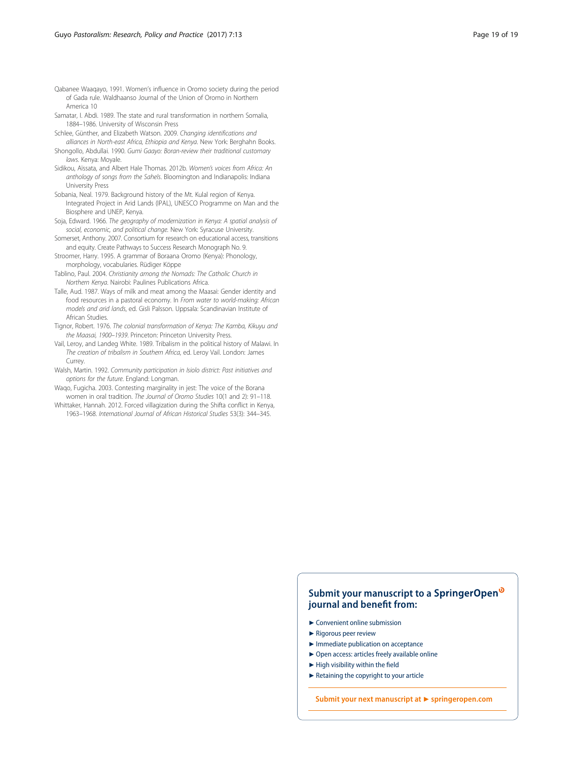Qabanee Waaqayo, 1991. Women's influence in Oromo society during the period of Gada rule. Waldhaanso Journal of the Union of Oromo in Northern America 10

Samatar, I. Abdi. 1989. The state and rural transformation in northern Somalia, 1884–1986. University of Wisconsin Press

Schlee, Günther, and Elizabeth Watson. 2009. *Changing identifications and alliances in North-east Africa, Ethiopia and Kenya*. New York: Berghahn Books.

Shongollo, Abdullai. 1990. *Gumi Gaayo: Boran-review their traditional customary laws*. Kenya: Moyale.

Sidikou, Aïssata, and Albert Hale Thomas. 2012b. *Women's voices from Africa: An anthology of songs from the Sahels*. Bloomington and Indianapolis: Indiana University Press

Sobania, Neal. 1979. Background history of the Mt. Kulal region of Kenya. Integrated Project in Arid Lands (IPAL), UNESCO Programme on Man and the Biosphere and UNEP, Kenya.

Soja, Edward. 1966. *The geography of modernization in Kenya: A spatial analysis of social, economic, and political change*. New York: Syracuse University.

Somerset, Anthony. 2007. Consortium for research on educational access, transitions and equity. Create Pathways to Success Research Monograph No. 9.

Stroomer, Harry. 1995. A grammar of Boraana Oromo (Kenya): Phonology, morphology, vocabularies. Rüdiger Köppe

Tablino, Paul. 2004. *Christianity among the Nomads: The Catholic Church in Northern Kenya*. Nairobi: Paulines Publications Africa.

Talle, Aud. 1987. Ways of milk and meat among the Maasai: Gender identity and food resources in a pastoral economy. In *From water to world-making: African models and arid lands*, ed. Gisli Palsson. Uppsala: Scandinavian Institute of African Studies.

Tignor, Robert. 1976. *The colonial transformation of Kenya: The Kamba, Kikuyu and the Maasai, 1900–1939*. Princeton: Princeton University Press.

Vail, Leroy, and Landeg White. 1989. Tribalism in the political history of Malawi. In *The creation of tribalism in Southern Africa*, ed. Leroy Vail. London: James Currey.

Walsh, Martin. 1992. *Community participation in Isiolo district: Past initiatives and options for the future*. England: Longman.

Waqo, Fugicha. 2003. Contesting marginality in jest: The voice of the Borana women in oral tradition. *The Journal of Oromo Studies* 10(1 and 2): 91–118.

Whittaker, Hannah. 2012. Forced villagization during the Shifta conflict in Kenya, 1963–1968. *International Journal of African Historical Studies* 53(3): 344–345.